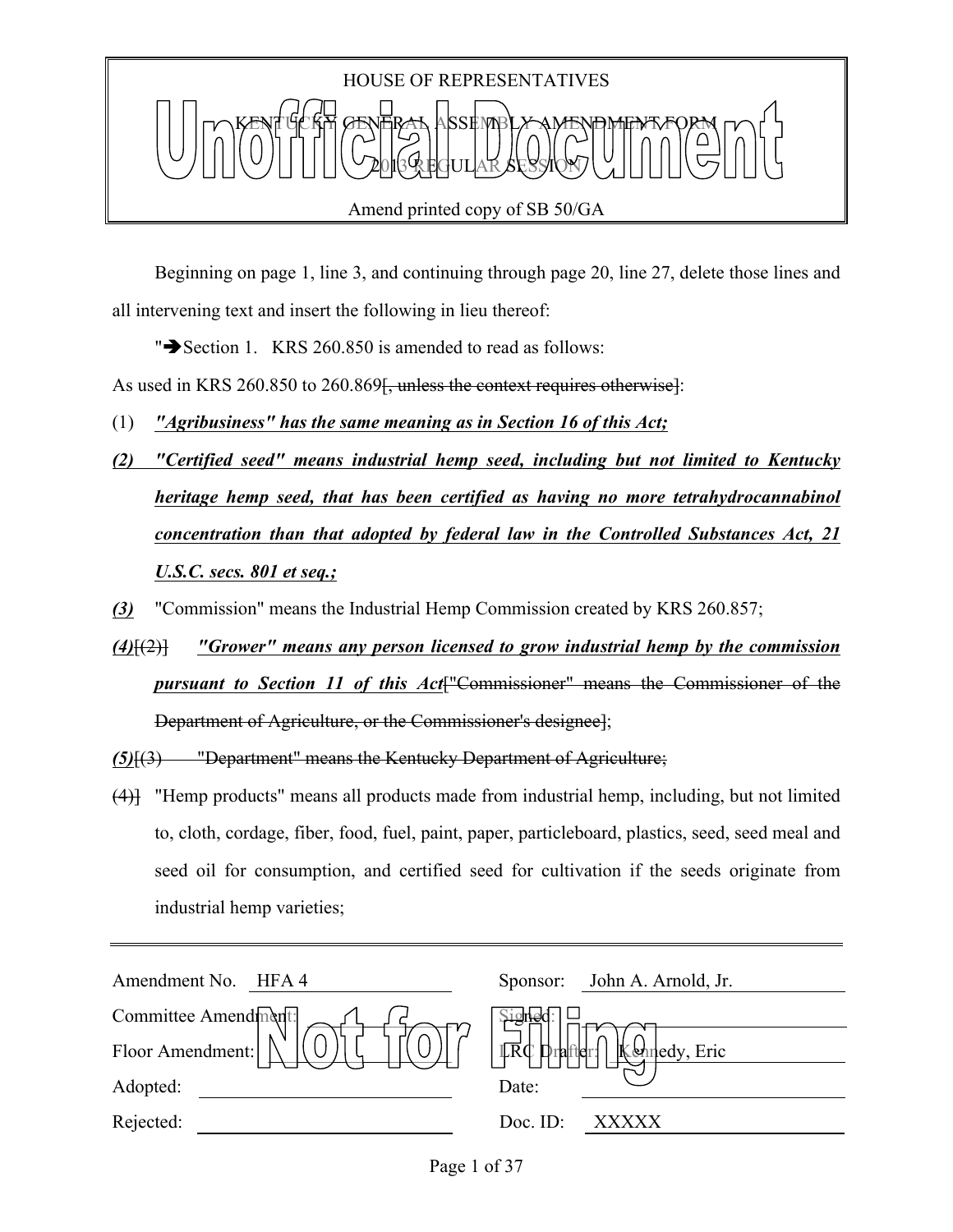HOUSE OF REPRESENTATIVES

KENTUCKY GENERAL ASSEMBLY AMENDMENT FORM

2013 REGULAR SESSION

Amend printed copy of SB 50/GA

Unofficial Document

Beginning on page 1, line 3, and continuing through page 20, line 27, delete those lines and all intervening text and insert the following in lieu thereof:

"➔Section 1. KRS 260.850 is amended to read as follows:

As used in KRS 260.850 to 260.869~~[, unless the context requires otherwise]~~:

(1) ***"Agribusiness" has the same meaning as in Section 16 of this Act;***

***(2) "Certified seed" means industrial hemp seed, including but not limited to Kentucky heritage hemp seed, that has been certified as having no more tetrahydrocannabinol concentration than that adopted by federal law in the Controlled Substances Act, 21 U.S.C. secs. 801 et seq.;***

***(3)*** "Commission" means the Industrial Hemp Commission created by KRS 260.857;

***(4)***~~[(2)]~~ ***"Grower" means any person licensed to grow industrial hemp by the commission pursuant to Section 11 of this Act***~~["Commissioner" means the Commissioner of the Department of Agriculture, or the Commissioner's designee]~~;

***(5)***~~[(3) "Department" means the Kentucky Department of Agriculture;~~

~~(4)]~~ "Hemp products" means all products made from industrial hemp, including, but not limited to, cloth, cordage, fiber, food, fuel, paint, paper, particleboard, plastics, seed, seed meal and seed oil for consumption, and certified seed for cultivation if the seeds originate from industrial hemp varieties;

| | | | |
|---|---|---|---|
| Amendment No. | HFA 4 | Sponsor: | John A. Arnold, Jr. |
| Committee Amendment: | | Signed: | |
| Floor Amendment: | | LRC Drafter: | Kennedy, Eric |
| Adopted: | | Date: | |
| Rejected: | | Doc. ID: | XXXXX |

Not for Filing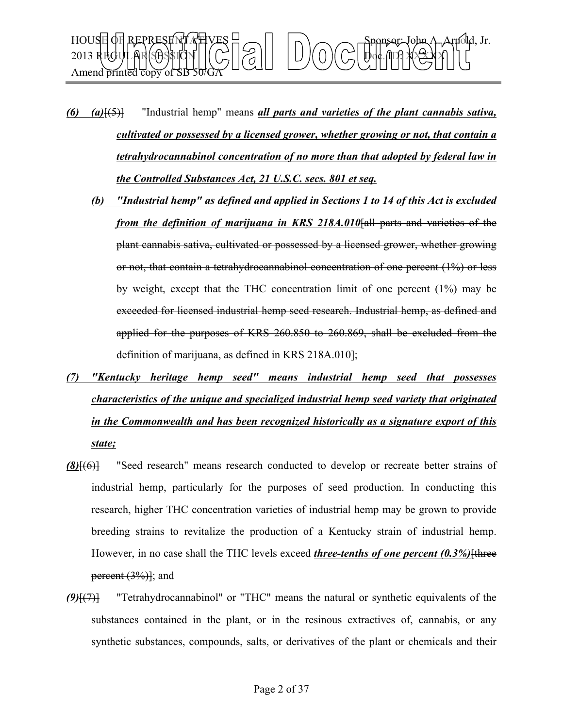*(6)* *(a)*[(5)] "Industrial hemp" means ***all parts and varieties of the plant cannabis sativa, cultivated or possessed by a licensed grower, whether growing or not, that contain a tetrahydrocannabinol concentration of no more than that adopted by federal law in the Controlled Substances Act, 21 U.S.C. secs. 801 et seq.***

*(b)* ***"Industrial hemp" as defined and applied in Sections 1 to 14 of this Act is excluded from the definition of marijuana in KRS 218A.010***[~~all parts and varieties of the plant cannabis sativa, cultivated or possessed by a licensed grower, whether growing or not, that contain a tetrahydrocannabinol concentration of one percent (1%) or less by weight, except that the THC concentration limit of one percent (1%) may be exceeded for licensed industrial hemp seed research. Industrial hemp, as defined and applied for the purposes of KRS 260.850 to 260.869, shall be excluded from the definition of marijuana, as defined in KRS 218A.010~~];

*(7)* ***"Kentucky heritage hemp seed" means industrial hemp seed that possesses characteristics of the unique and specialized industrial hemp seed variety that originated in the Commonwealth and has been recognized historically as a signature export of this state;***

*(8)*[~~(6)~~] "Seed research" means research conducted to develop or recreate better strains of industrial hemp, particularly for the purposes of seed production. In conducting this research, higher THC concentration varieties of industrial hemp may be grown to provide breeding strains to revitalize the production of a Kentucky strain of industrial hemp. However, in no case shall the THC levels exceed ***three-tenths of one percent (0.3%)***[~~three percent (3%)~~]; and

*(9)*[~~(7)~~] "Tetrahydrocannabinol" or "THC" means the natural or synthetic equivalents of the substances contained in the plant, or in the resinous extractives of, cannabis, or any synthetic substances, compounds, salts, or derivatives of the plant or chemicals and their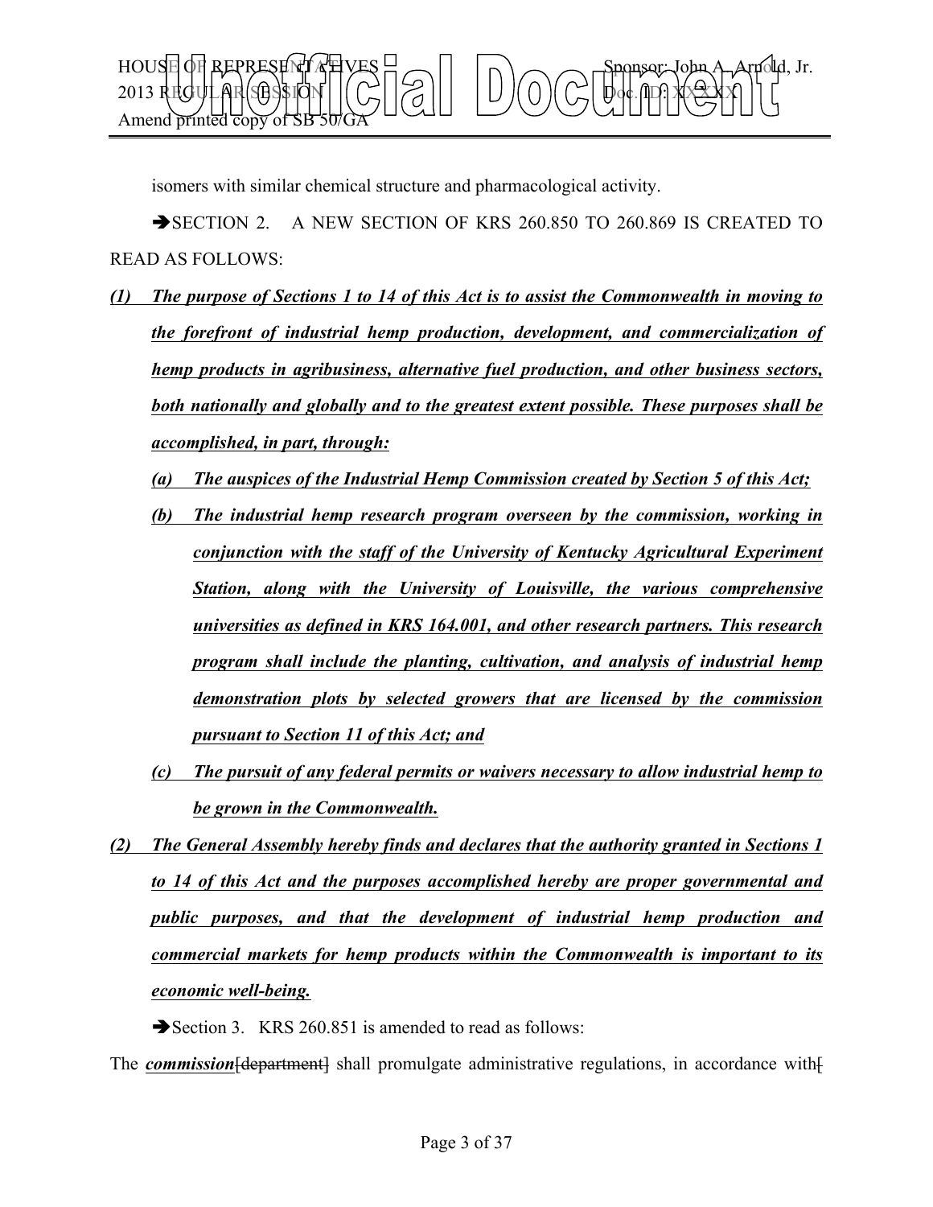isomers with similar chemical structure and pharmacological activity.

➔SECTION 2. A NEW SECTION OF KRS 260.850 TO 260.869 IS CREATED TO READ AS FOLLOWS:

***(1) The purpose of Sections 1 to 14 of this Act is to assist the Commonwealth in moving to the forefront of industrial hemp production, development, and commercialization of hemp products in agribusiness, alternative fuel production, and other business sectors, both nationally and globally and to the greatest extent possible. These purposes shall be accomplished, in part, through:***

***(a) The auspices of the Industrial Hemp Commission created by Section 5 of this Act;***

***(b) The industrial hemp research program overseen by the commission, working in conjunction with the staff of the University of Kentucky Agricultural Experiment Station, along with the University of Louisville, the various comprehensive universities as defined in KRS 164.001, and other research partners. This research program shall include the planting, cultivation, and analysis of industrial hemp demonstration plots by selected growers that are licensed by the commission pursuant to Section 11 of this Act; and***

***(c) The pursuit of any federal permits or waivers necessary to allow industrial hemp to be grown in the Commonwealth.***

***(2) The General Assembly hereby finds and declares that the authority granted in Sections 1 to 14 of this Act and the purposes accomplished hereby are proper governmental and public purposes, and that the development of industrial hemp production and commercial markets for hemp products within the Commonwealth is important to its economic well-being.***

➔Section 3. KRS 260.851 is amended to read as follows:

The ***commission***~~[department]~~ shall promulgate administrative regulations, in accordance with~~[~~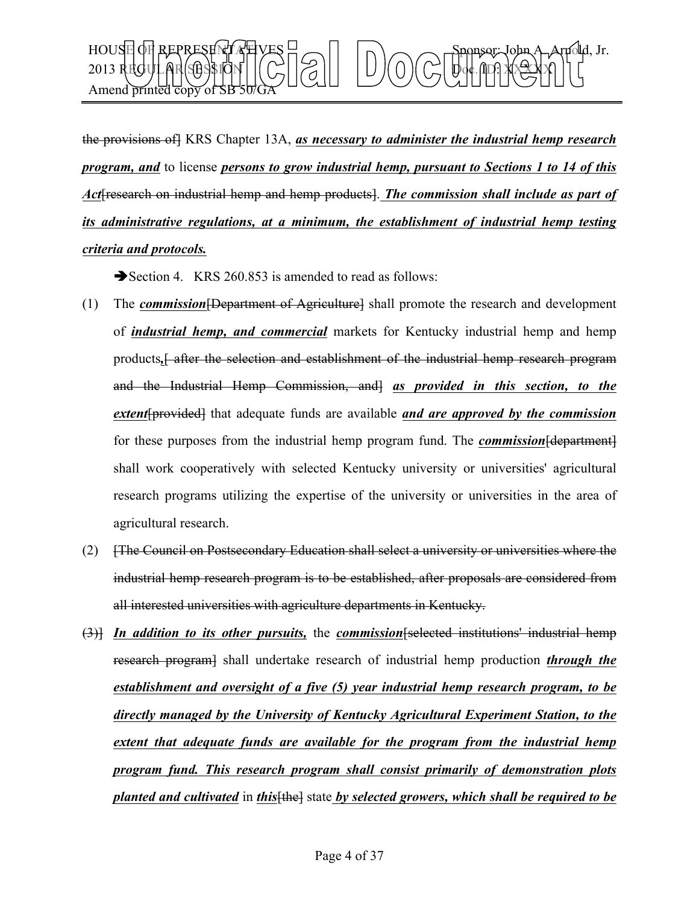~~the provisions of]~~ KRS Chapter 13A, ***as necessary to administer the industrial hemp research program, and*** to license ***persons to grow industrial hemp, pursuant to Sections 1 to 14 of this Act***~~[research on industrial hemp and hemp products]~~. ***The commission shall include as part of its administrative regulations, at a minimum, the establishment of industrial hemp testing criteria and protocols.***

➔Section 4. KRS 260.853 is amended to read as follows:

(1) The ***commission***~~[Department of Agriculture]~~ shall promote the research and development of ***industrial hemp, and commercial*** markets for Kentucky industrial hemp and hemp products***,***~~[ after the selection and establishment of the industrial hemp research program and the Industrial Hemp Commission, and]~~ ***as provided in this section, to the extent***~~[provided]~~ that adequate funds are available ***and are approved by the commission*** for these purposes from the industrial hemp program fund. The ***commission***~~[department]~~ shall work cooperatively with selected Kentucky university or universities' agricultural research programs utilizing the expertise of the university or universities in the area of agricultural research.

(2) ~~[The Council on Postsecondary Education shall select a university or universities where the industrial hemp research program is to be established, after proposals are considered from all interested universities with agriculture departments in Kentucky.~~

~~(3)]~~ ***In addition to its other pursuits,*** the ***commission***~~[selected institutions' industrial hemp research program]~~ shall undertake research of industrial hemp production ***through the establishment and oversight of a five (5) year industrial hemp research program, to be directly managed by the University of Kentucky Agricultural Experiment Station, to the extent that adequate funds are available for the program from the industrial hemp program fund. This research program shall consist primarily of demonstration plots planted and cultivated*** in ***this***~~[the]~~ state ***by selected growers, which shall be required to be***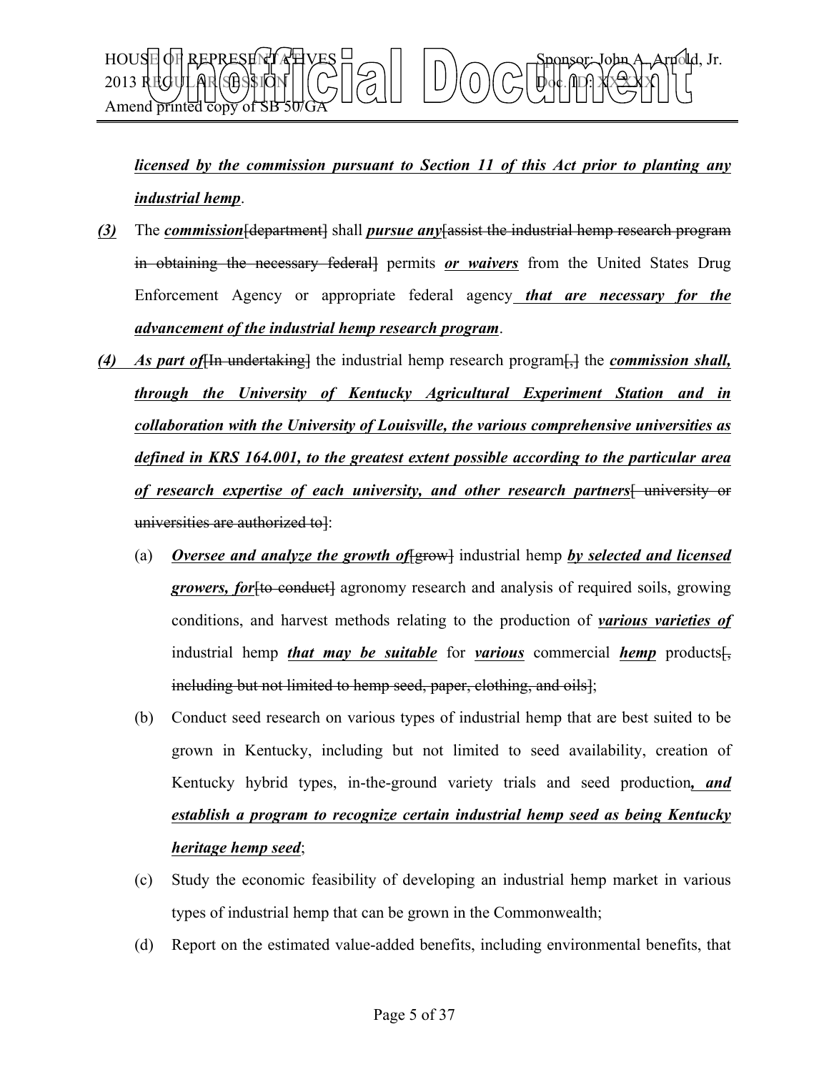***licensed by the commission pursuant to Section 11 of this Act prior to planting any industrial hemp***.

***(3)*** The ***commission***[department] shall ***pursue any***[assist the industrial hemp research program in obtaining the necessary federal] permits ***or waivers*** from the United States Drug Enforcement Agency or appropriate federal agency ***that are necessary for the advancement of the industrial hemp research program***.

***(4) As part of***[In undertaking] the industrial hemp research program[,] the ***commission shall, through the University of Kentucky Agricultural Experiment Station and in collaboration with the University of Louisville, the various comprehensive universities as defined in KRS 164.001, to the greatest extent possible according to the particular area of research expertise of each university, and other research partners***[ university or universities are authorized to]:

- (a) ***Oversee and analyze the growth of***[grow] industrial hemp ***by selected and licensed growers, for***[to conduct] agronomy research and analysis of required soils, growing conditions, and harvest methods relating to the production of ***various varieties of*** industrial hemp ***that may be suitable*** for ***various*** commercial ***hemp*** products[, including but not limited to hemp seed, paper, clothing, and oils];
- (b) Conduct seed research on various types of industrial hemp that are best suited to be grown in Kentucky, including but not limited to seed availability, creation of Kentucky hybrid types, in-the-ground variety trials and seed production***, and establish a program to recognize certain industrial hemp seed as being Kentucky heritage hemp seed***;
- (c) Study the economic feasibility of developing an industrial hemp market in various types of industrial hemp that can be grown in the Commonwealth;
- (d) Report on the estimated value-added benefits, including environmental benefits, that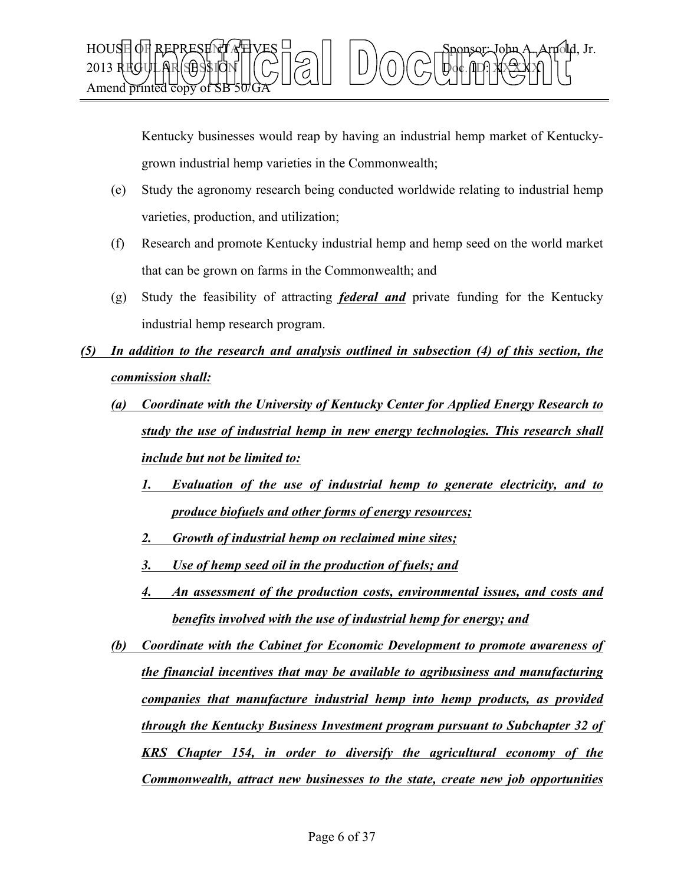Kentucky businesses would reap by having an industrial hemp market of Kentucky-grown industrial hemp varieties in the Commonwealth;

(e) Study the agronomy research being conducted worldwide relating to industrial hemp varieties, production, and utilization;

(f) Research and promote Kentucky industrial hemp and hemp seed on the world market that can be grown on farms in the Commonwealth; and

(g) Study the feasibility of attracting ***federal and*** private funding for the Kentucky industrial hemp research program.

***(5) In addition to the research and analysis outlined in subsection (4) of this section, the commission shall:***

***(a) Coordinate with the University of Kentucky Center for Applied Energy Research to study the use of industrial hemp in new energy technologies. This research shall include but not be limited to:***

***1. Evaluation of the use of industrial hemp to generate electricity, and to produce biofuels and other forms of energy resources;***

***2. Growth of industrial hemp on reclaimed mine sites;***

***3. Use of hemp seed oil in the production of fuels; and***

***4. An assessment of the production costs, environmental issues, and costs and benefits involved with the use of industrial hemp for energy; and***

***(b) Coordinate with the Cabinet for Economic Development to promote awareness of the financial incentives that may be available to agribusiness and manufacturing companies that manufacture industrial hemp into hemp products, as provided through the Kentucky Business Investment program pursuant to Subchapter 32 of KRS Chapter 154, in order to diversify the agricultural economy of the Commonwealth, attract new businesses to the state, create new job opportunities***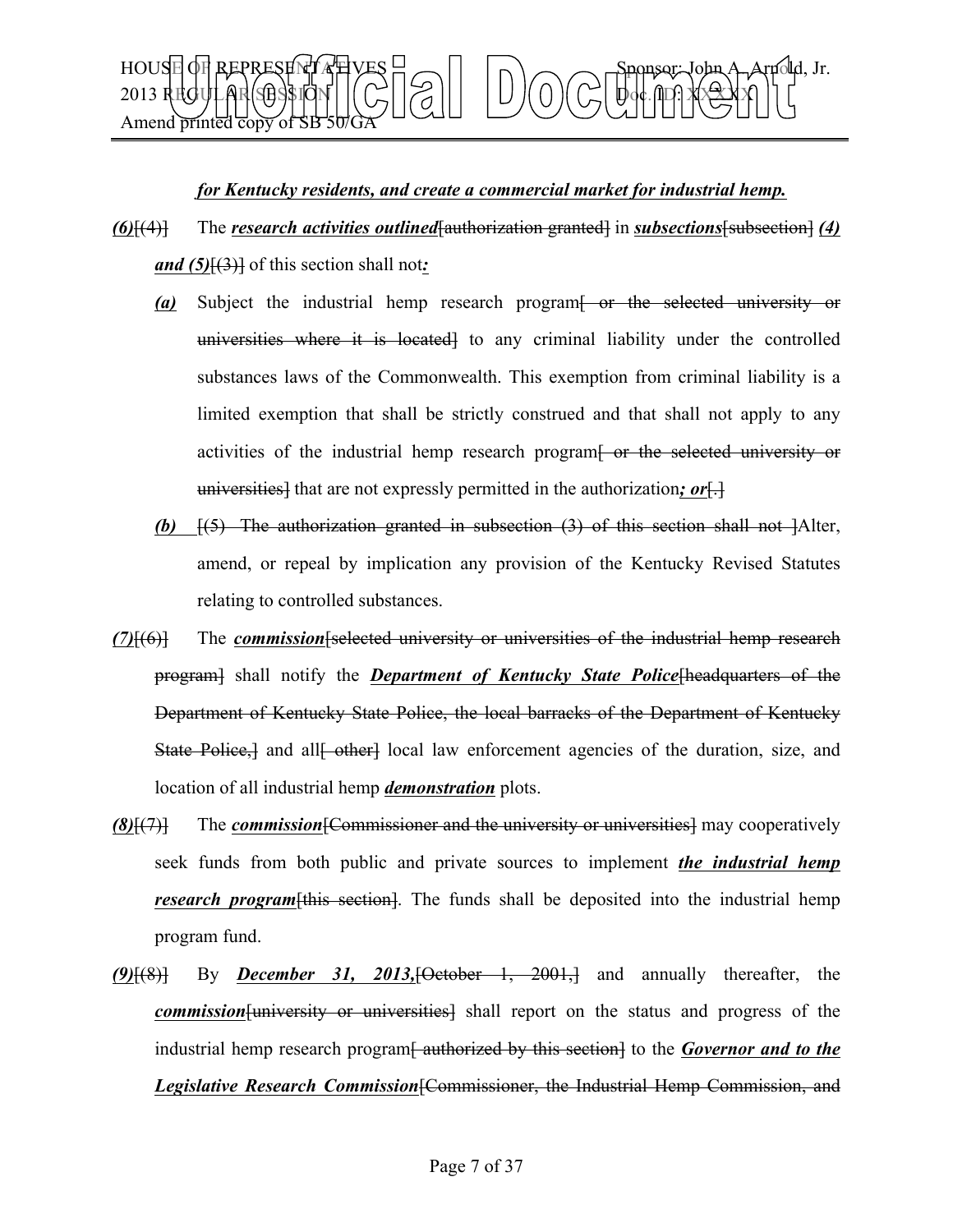***for Kentucky residents, and create a commercial market for industrial hemp.***

***(6)***~~[(4)]~~ The ***research activities outlined***~~[authorization granted]~~ in ***subsections***~~[subsection]~~ ***(4) and (5)***~~[(3)]~~ of this section shall not***:***

***(a)*** Subject the industrial hemp research program~~[ or the selected university or universities where it is located]~~ to any criminal liability under the controlled substances laws of the Commonwealth. This exemption from criminal liability is a limited exemption that shall be strictly construed and that shall not apply to any activities of the industrial hemp research program~~[ or the selected university or universities]~~ that are not expressly permitted in the authorization***; or***~~[.]~~

***(b)*** ~~[(5) The authorization granted in subsection (3) of this section shall not ]~~Alter, amend, or repeal by implication any provision of the Kentucky Revised Statutes relating to controlled substances.

***(7)***~~[(6)]~~ The ***commission***~~[selected university or universities of the industrial hemp research program]~~ shall notify the ***Department of Kentucky State Police***~~[headquarters of the Department of Kentucky State Police, the local barracks of the Department of Kentucky State Police,]~~ and all~~[ other]~~ local law enforcement agencies of the duration, size, and location of all industrial hemp ***demonstration*** plots.

***(8)***~~[(7)]~~ The ***commission***~~[Commissioner and the university or universities]~~ may cooperatively seek funds from both public and private sources to implement ***the industrial hemp research program***~~[this section]~~. The funds shall be deposited into the industrial hemp program fund.

***(9)***~~[(8)]~~ By ***December 31, 2013,***~~[October 1, 2001,]~~ and annually thereafter, the ***commission***~~[university or universities]~~ shall report on the status and progress of the industrial hemp research program~~[ authorized by this section]~~ to the ***Governor and to the Legislative Research Commission***~~[Commissioner, the Industrial Hemp Commission, and~~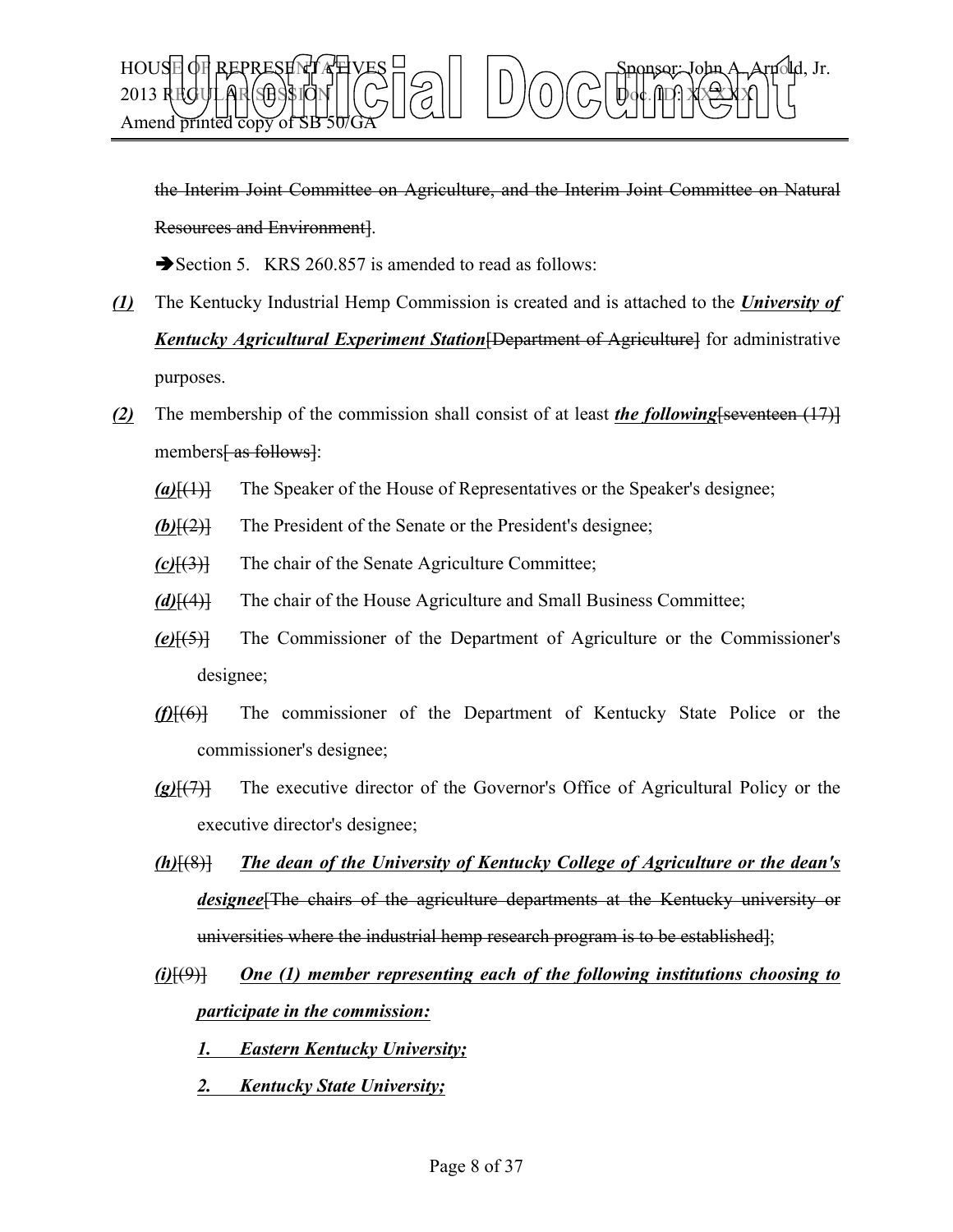~~the Interim Joint Committee on Agriculture, and the Interim Joint Committee on Natural Resources and Environment]~~.

➔Section 5. KRS 260.857 is amended to read as follows:

***(1)*** The Kentucky Industrial Hemp Commission is created and is attached to the ***University of Kentucky Agricultural Experiment Station***~~[Department of Agriculture]~~ for administrative purposes.

***(2)*** The membership of the commission shall consist of at least ***the following***~~[seventeen (17)]~~ members~~[ as follows]~~:

***(a)***~~[(1)]~~ The Speaker of the House of Representatives or the Speaker's designee;

***(b)***~~[(2)]~~ The President of the Senate or the President's designee;

***(c)***~~[(3)]~~ The chair of the Senate Agriculture Committee;

***(d)***~~[(4)]~~ The chair of the House Agriculture and Small Business Committee;

***(e)***~~[(5)]~~ The Commissioner of the Department of Agriculture or the Commissioner's designee;

***(f)***~~[(6)]~~ The commissioner of the Department of Kentucky State Police or the commissioner's designee;

***(g)***~~[(7)]~~ The executive director of the Governor's Office of Agricultural Policy or the executive director's designee;

***(h)***~~[(8)]~~ ***The dean of the University of Kentucky College of Agriculture or the dean's designee***~~[The chairs of the agriculture departments at the Kentucky university or universities where the industrial hemp research program is to be established]~~;

***(i)***~~[(9)]~~ ***One (1) member representing each of the following institutions choosing to participate in the commission:***

***1. Eastern Kentucky University;***

***2. Kentucky State University;***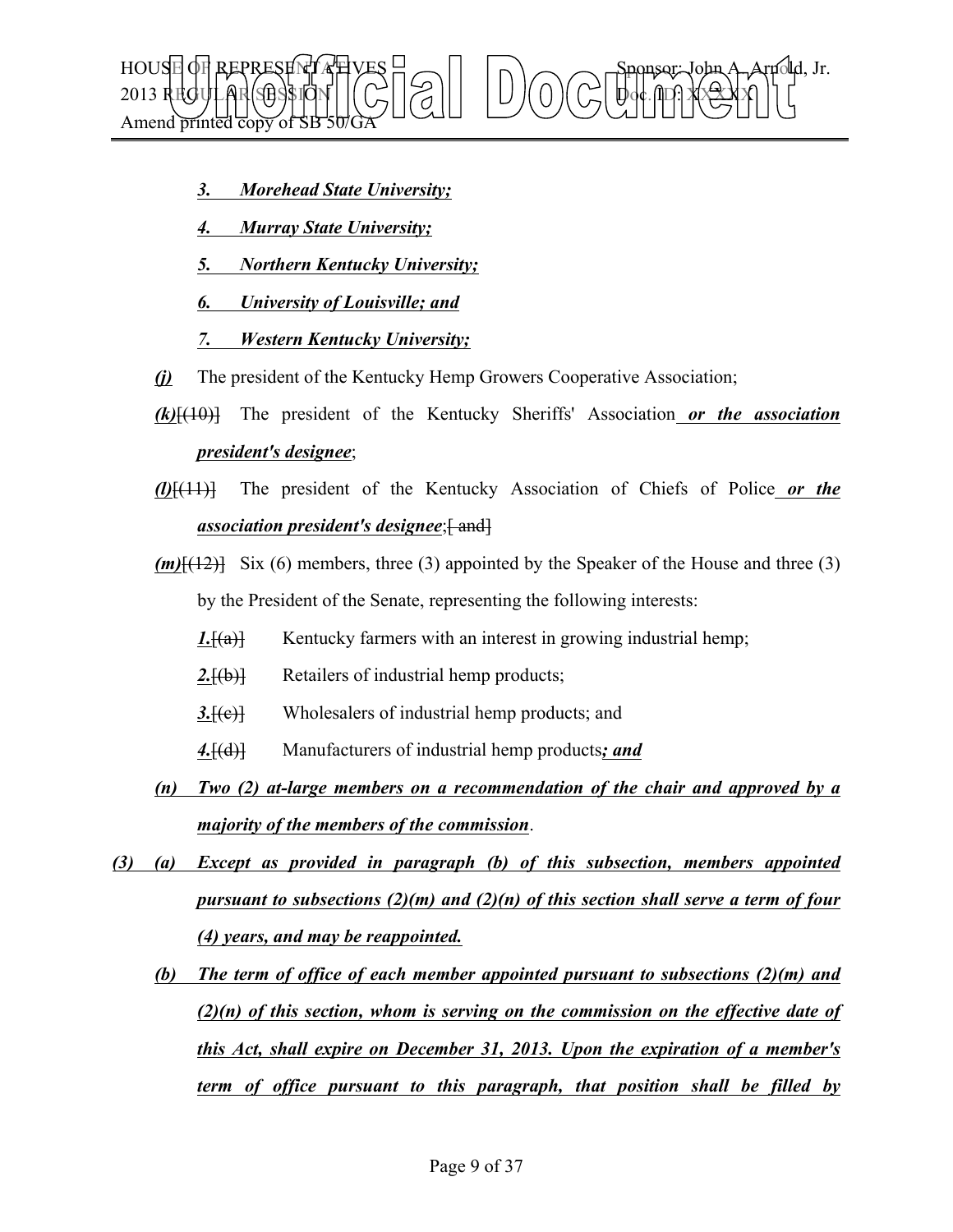***3. Morehead State University;***

***4. Murray State University;***

***5. Northern Kentucky University;***

***6. University of Louisville; and***

***7. Western Kentucky University;***

***(j)*** The president of the Kentucky Hemp Growers Cooperative Association;

***(k)***[(10)] The president of the Kentucky Sheriffs' Association ***or the association president's designee***;

***(l)***[(11)] The president of the Kentucky Association of Chiefs of Police ***or the association president's designee***;[ and]

***(m)***[(12)] Six (6) members, three (3) appointed by the Speaker of the House and three (3) by the President of the Senate, representing the following interests:

***1.***[(a)] Kentucky farmers with an interest in growing industrial hemp;

***2.***[(b)] Retailers of industrial hemp products;

***3.***[(c)] Wholesalers of industrial hemp products; and

***4.***[(d)] Manufacturers of industrial hemp products***; and***

***(n) Two (2) at-large members on a recommendation of the chair and approved by a majority of the members of the commission***.

***(3) (a) Except as provided in paragraph (b) of this subsection, members appointed pursuant to subsections (2)(m) and (2)(n) of this section shall serve a term of four (4) years, and may be reappointed.***

***(b) The term of office of each member appointed pursuant to subsections (2)(m) and (2)(n) of this section, whom is serving on the commission on the effective date of this Act, shall expire on December 31, 2013. Upon the expiration of a member's term of office pursuant to this paragraph, that position shall be filled by***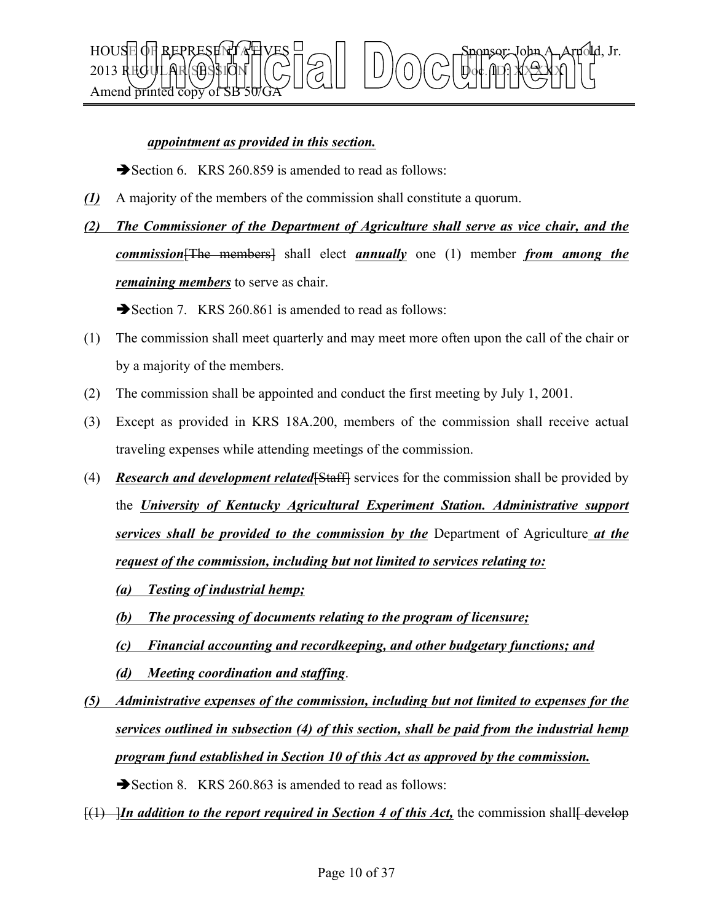*appointment as provided in this section.*

➔Section 6. KRS 260.859 is amended to read as follows:

*(1)* A majority of the members of the commission shall constitute a quorum.

*(2) The Commissioner of the Department of Agriculture shall serve as vice chair, and the commission*[The members] shall elect *annually* one (1) member *from among the remaining members* to serve as chair.

➔Section 7. KRS 260.861 is amended to read as follows:

(1) The commission shall meet quarterly and may meet more often upon the call of the chair or by a majority of the members.

(2) The commission shall be appointed and conduct the first meeting by July 1, 2001.

(3) Except as provided in KRS 18A.200, members of the commission shall receive actual traveling expenses while attending meetings of the commission.

(4) *Research and development related*[Staff] services for the commission shall be provided by the *University of Kentucky Agricultural Experiment Station. Administrative support services shall be provided to the commission by the* Department of Agriculture *at the request of the commission, including but not limited to services relating to:*

*(a) Testing of industrial hemp;*

*(b) The processing of documents relating to the program of licensure;*

*(c) Financial accounting and recordkeeping, and other budgetary functions; and*

*(d) Meeting coordination and staffing*.

*(5) Administrative expenses of the commission, including but not limited to expenses for the services outlined in subsection (4) of this section, shall be paid from the industrial hemp program fund established in Section 10 of this Act as approved by the commission.*

➔Section 8. KRS 260.863 is amended to read as follows:

[(1) ]*In addition to the report required in Section 4 of this Act,* the commission shall[ develop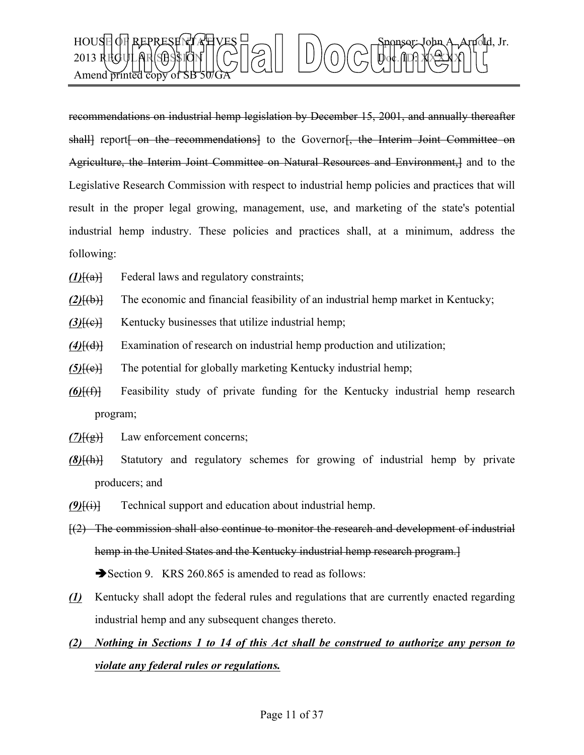recommendations on industrial hemp legislation by December 15, 2001, and annually thereafter shall] report[ on the recommendations] to the Governor[, the Interim Joint Committee on Agriculture, the Interim Joint Committee on Natural Resources and Environment,] and to the Legislative Research Commission with respect to industrial hemp policies and practices that will result in the proper legal growing, management, use, and marketing of the state's potential industrial hemp industry. These policies and practices shall, at a minimum, address the following:

*(1)*[(a)] Federal laws and regulatory constraints;

*(2)*[(b)] The economic and financial feasibility of an industrial hemp market in Kentucky;

*(3)*[(c)] Kentucky businesses that utilize industrial hemp;

*(4)*[(d)] Examination of research on industrial hemp production and utilization;

*(5)*[(e)] The potential for globally marketing Kentucky industrial hemp;

*(6)*[(f)] Feasibility study of private funding for the Kentucky industrial hemp research program;

*(7)*[(g)] Law enforcement concerns;

*(8)*[(h)] Statutory and regulatory schemes for growing of industrial hemp by private producers; and

*(9)*[(i)] Technical support and education about industrial hemp.

[(2) The commission shall also continue to monitor the research and development of industrial hemp in the United States and the Kentucky industrial hemp research program.]

➔Section 9. KRS 260.865 is amended to read as follows:

*(1)* Kentucky shall adopt the federal rules and regulations that are currently enacted regarding industrial hemp and any subsequent changes thereto.

***(2) Nothing in Sections 1 to 14 of this Act shall be construed to authorize any person to violate any federal rules or regulations.***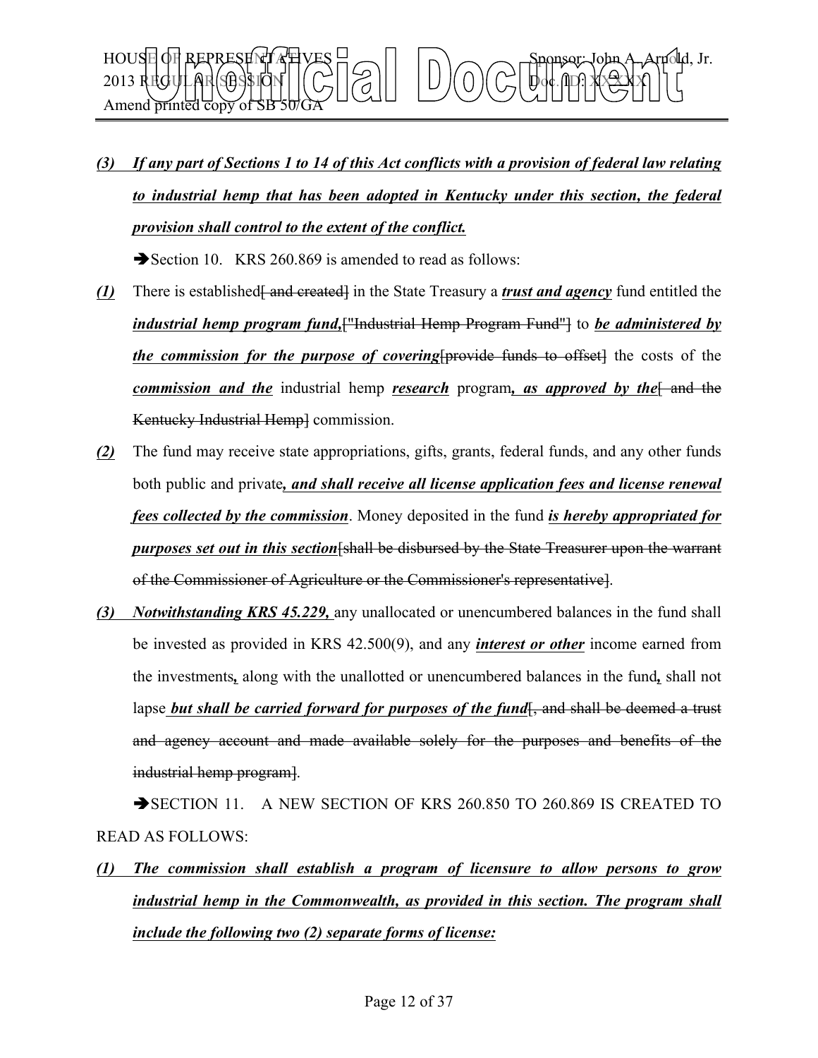*(3) If any part of Sections 1 to 14 of this Act conflicts with a provision of federal law relating to industrial hemp that has been adopted in Kentucky under this section, the federal provision shall control to the extent of the conflict.*

➔Section 10. KRS 260.869 is amended to read as follows:

*(1)* There is established[ and created] in the State Treasury a ***trust and agency*** fund entitled the ***industrial hemp program fund,***["Industrial Hemp Program Fund"] to ***be administered by the commission for the purpose of covering***[provide funds to offset] the costs of the ***commission and the*** industrial hemp ***research*** program***, as approved by the***[ and the Kentucky Industrial Hemp] commission.

*(2)* The fund may receive state appropriations, gifts, grants, federal funds, and any other funds both public and private***, and shall receive all license application fees and license renewal fees collected by the commission***. Money deposited in the fund ***is hereby appropriated for purposes set out in this section***[shall be disbursed by the State Treasurer upon the warrant of the Commissioner of Agriculture or the Commissioner's representative].

*(3)* ***Notwithstanding KRS 45.229,*** any unallocated or unencumbered balances in the fund shall be invested as provided in KRS 42.500(9), and any ***interest or other*** income earned from the investments***,*** along with the unallotted or unencumbered balances in the fund***,*** shall not lapse ***but shall be carried forward for purposes of the fund***[, and shall be deemed a trust and agency account and made available solely for the purposes and benefits of the industrial hemp program].

➔SECTION 11. A NEW SECTION OF KRS 260.850 TO 260.869 IS CREATED TO READ AS FOLLOWS:

*(1) The commission shall establish a program of licensure to allow persons to grow industrial hemp in the Commonwealth, as provided in this section. The program shall include the following two (2) separate forms of license:*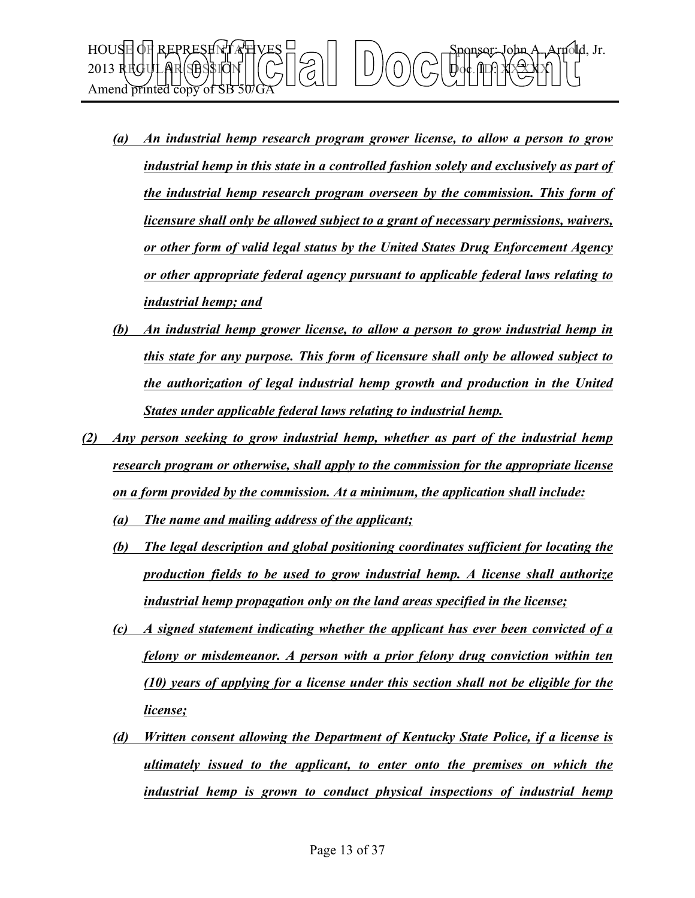*__(a) An industrial hemp research program grower license, to allow a person to grow industrial hemp in this state in a controlled fashion solely and exclusively as part of the industrial hemp research program overseen by the commission. This form of licensure shall only be allowed subject to a grant of necessary permissions, waivers, or other form of valid legal status by the United States Drug Enforcement Agency or other appropriate federal agency pursuant to applicable federal laws relating to industrial hemp; and__*

*__(b) An industrial hemp grower license, to allow a person to grow industrial hemp in this state for any purpose. This form of licensure shall only be allowed subject to the authorization of legal industrial hemp growth and production in the United States under applicable federal laws relating to industrial hemp.__*

*__(2) Any person seeking to grow industrial hemp, whether as part of the industrial hemp research program or otherwise, shall apply to the commission for the appropriate license on a form provided by the commission. At a minimum, the application shall include:__*

*__(a) The name and mailing address of the applicant;__*

*__(b) The legal description and global positioning coordinates sufficient for locating the production fields to be used to grow industrial hemp. A license shall authorize industrial hemp propagation only on the land areas specified in the license;__*

*__(c) A signed statement indicating whether the applicant has ever been convicted of a felony or misdemeanor. A person with a prior felony drug conviction within ten (10) years of applying for a license under this section shall not be eligible for the license;__*

*__(d) Written consent allowing the Department of Kentucky State Police, if a license is ultimately issued to the applicant, to enter onto the premises on which the industrial hemp is grown to conduct physical inspections of industrial hemp__*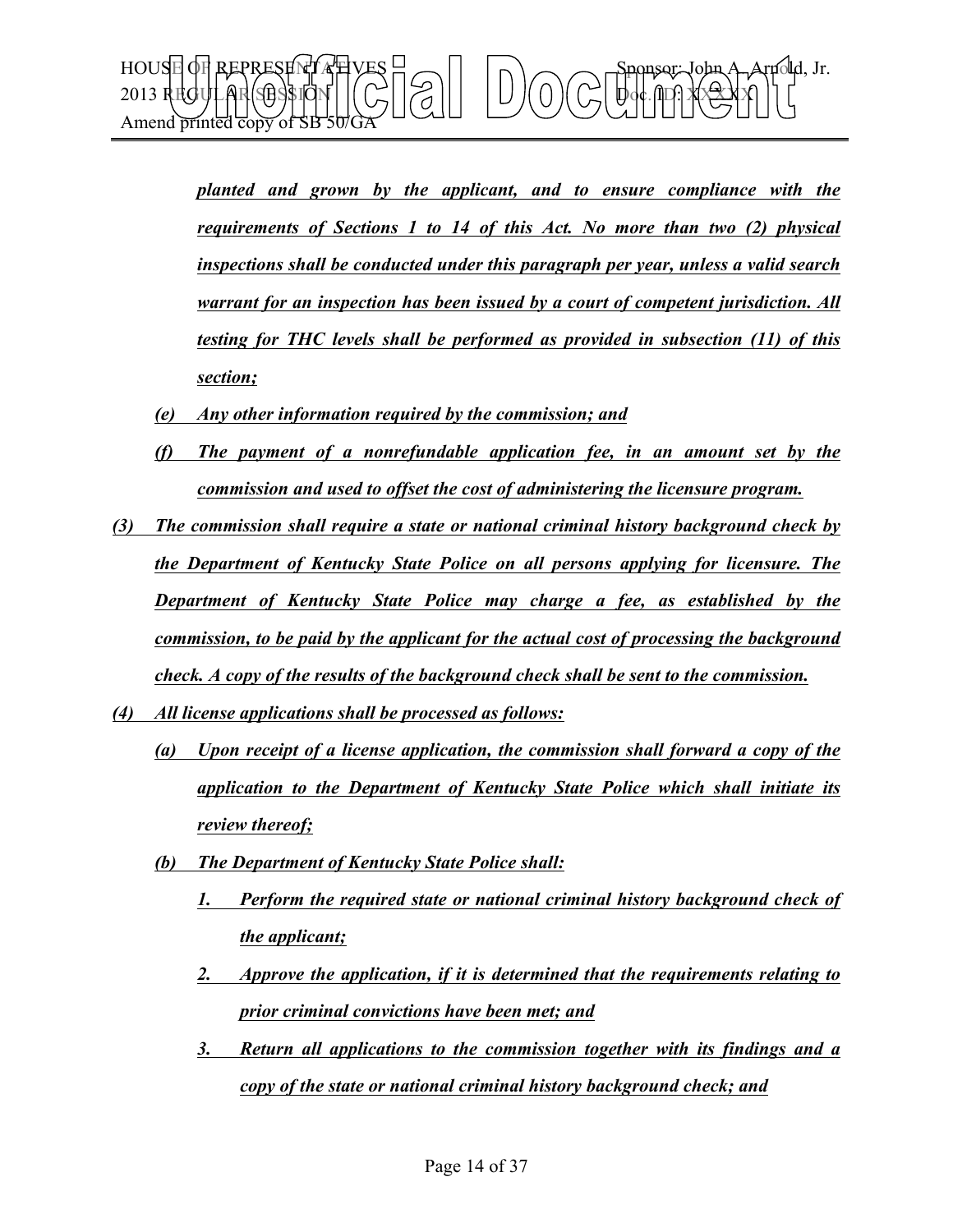***planted and grown by the applicant, and to ensure compliance with the requirements of Sections 1 to 14 of this Act. No more than two (2) physical inspections shall be conducted under this paragraph per year, unless a valid search warrant for an inspection has been issued by a court of competent jurisdiction. All testing for THC levels shall be performed as provided in subsection (11) of this section;***

***(e) Any other information required by the commission; and***

***(f) The payment of a nonrefundable application fee, in an amount set by the commission and used to offset the cost of administering the licensure program.***

***(3) The commission shall require a state or national criminal history background check by the Department of Kentucky State Police on all persons applying for licensure. The Department of Kentucky State Police may charge a fee, as established by the commission, to be paid by the applicant for the actual cost of processing the background check. A copy of the results of the background check shall be sent to the commission.***

***(4) All license applications shall be processed as follows:***

***(a) Upon receipt of a license application, the commission shall forward a copy of the application to the Department of Kentucky State Police which shall initiate its review thereof;***

***(b) The Department of Kentucky State Police shall:***

***1. Perform the required state or national criminal history background check of the applicant;***

***2. Approve the application, if it is determined that the requirements relating to prior criminal convictions have been met; and***

***3. Return all applications to the commission together with its findings and a copy of the state or national criminal history background check; and***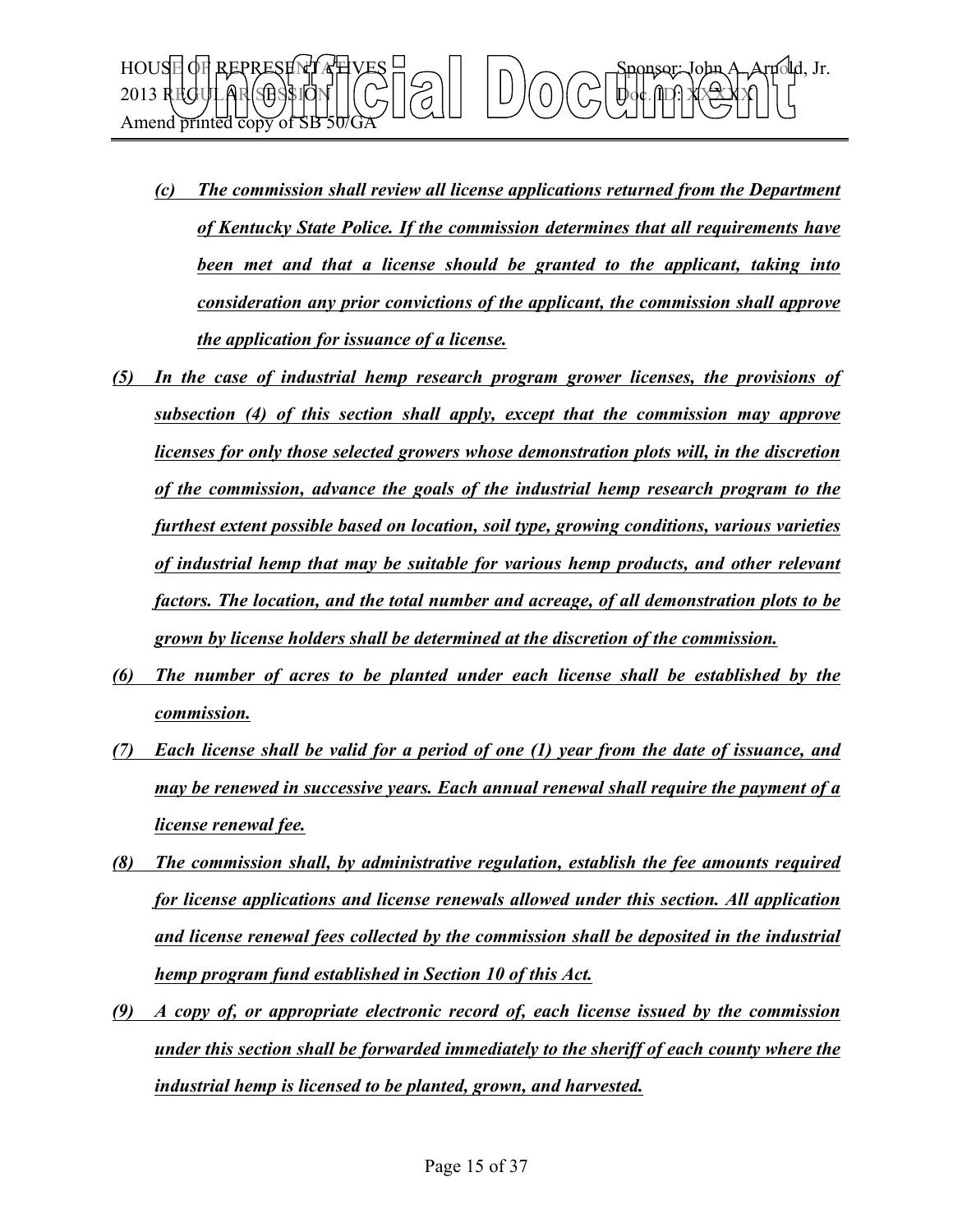*(c) The commission shall review all license applications returned from the Department of Kentucky State Police. If the commission determines that all requirements have been met and that a license should be granted to the applicant, taking into consideration any prior convictions of the applicant, the commission shall approve the application for issuance of a license.*

*(5) In the case of industrial hemp research program grower licenses, the provisions of subsection (4) of this section shall apply, except that the commission may approve licenses for only those selected growers whose demonstration plots will, in the discretion of the commission, advance the goals of the industrial hemp research program to the furthest extent possible based on location, soil type, growing conditions, various varieties of industrial hemp that may be suitable for various hemp products, and other relevant factors. The location, and the total number and acreage, of all demonstration plots to be grown by license holders shall be determined at the discretion of the commission.*

*(6) The number of acres to be planted under each license shall be established by the commission.*

*(7) Each license shall be valid for a period of one (1) year from the date of issuance, and may be renewed in successive years. Each annual renewal shall require the payment of a license renewal fee.*

*(8) The commission shall, by administrative regulation, establish the fee amounts required for license applications and license renewals allowed under this section. All application and license renewal fees collected by the commission shall be deposited in the industrial hemp program fund established in Section 10 of this Act.*

*(9) A copy of, or appropriate electronic record of, each license issued by the commission under this section shall be forwarded immediately to the sheriff of each county where the industrial hemp is licensed to be planted, grown, and harvested.*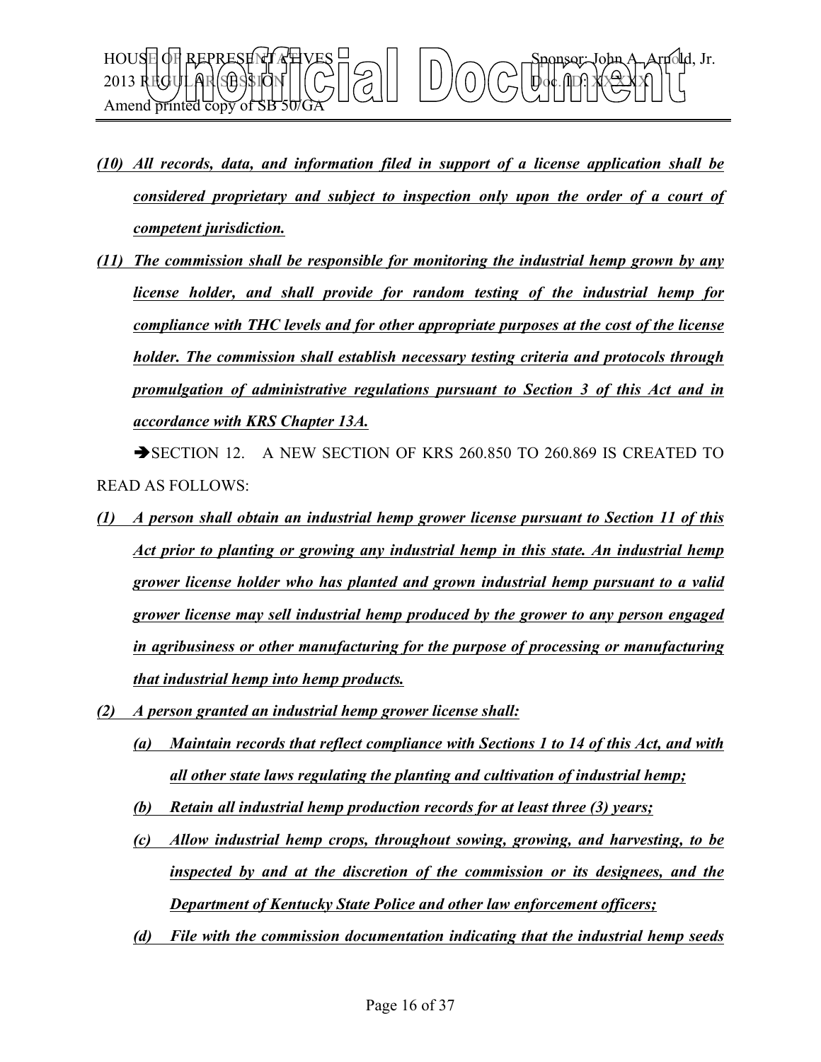*(10) All records, data, and information filed in support of a license application shall be considered proprietary and subject to inspection only upon the order of a court of competent jurisdiction.*

*(11) The commission shall be responsible for monitoring the industrial hemp grown by any license holder, and shall provide for random testing of the industrial hemp for compliance with THC levels and for other appropriate purposes at the cost of the license holder. The commission shall establish necessary testing criteria and protocols through promulgation of administrative regulations pursuant to Section 3 of this Act and in accordance with KRS Chapter 13A.*

➔SECTION 12. A NEW SECTION OF KRS 260.850 TO 260.869 IS CREATED TO READ AS FOLLOWS:

*(1) A person shall obtain an industrial hemp grower license pursuant to Section 11 of this Act prior to planting or growing any industrial hemp in this state. An industrial hemp grower license holder who has planted and grown industrial hemp pursuant to a valid grower license may sell industrial hemp produced by the grower to any person engaged in agribusiness or other manufacturing for the purpose of processing or manufacturing that industrial hemp into hemp products.*

*(2) A person granted an industrial hemp grower license shall:*

*(a) Maintain records that reflect compliance with Sections 1 to 14 of this Act, and with all other state laws regulating the planting and cultivation of industrial hemp;*

*(b) Retain all industrial hemp production records for at least three (3) years;*

*(c) Allow industrial hemp crops, throughout sowing, growing, and harvesting, to be inspected by and at the discretion of the commission or its designees, and the Department of Kentucky State Police and other law enforcement officers;*

*(d) File with the commission documentation indicating that the industrial hemp seeds*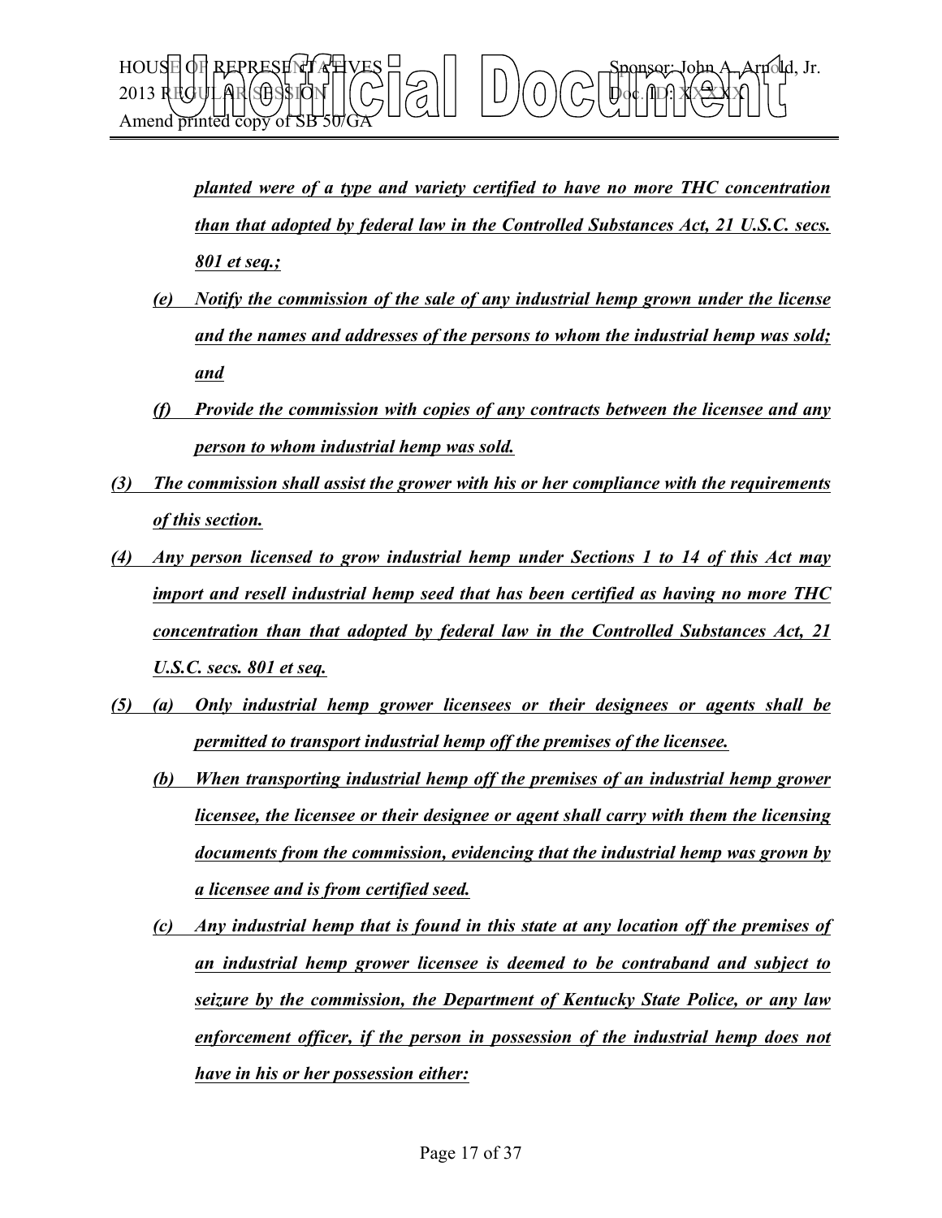***planted were of a type and variety certified to have no more THC concentration than that adopted by federal law in the Controlled Substances Act, 21 U.S.C. secs. 801 et seq.;***

***(e) Notify the commission of the sale of any industrial hemp grown under the license and the names and addresses of the persons to whom the industrial hemp was sold; and***

***(f) Provide the commission with copies of any contracts between the licensee and any person to whom industrial hemp was sold.***

***(3) The commission shall assist the grower with his or her compliance with the requirements of this section.***

***(4) Any person licensed to grow industrial hemp under Sections 1 to 14 of this Act may import and resell industrial hemp seed that has been certified as having no more THC concentration than that adopted by federal law in the Controlled Substances Act, 21 U.S.C. secs. 801 et seq.***

***(5) (a) Only industrial hemp grower licensees or their designees or agents shall be permitted to transport industrial hemp off the premises of the licensee.***

***(b) When transporting industrial hemp off the premises of an industrial hemp grower licensee, the licensee or their designee or agent shall carry with them the licensing documents from the commission, evidencing that the industrial hemp was grown by a licensee and is from certified seed.***

***(c) Any industrial hemp that is found in this state at any location off the premises of an industrial hemp grower licensee is deemed to be contraband and subject to seizure by the commission, the Department of Kentucky State Police, or any law enforcement officer, if the person in possession of the industrial hemp does not have in his or her possession either:***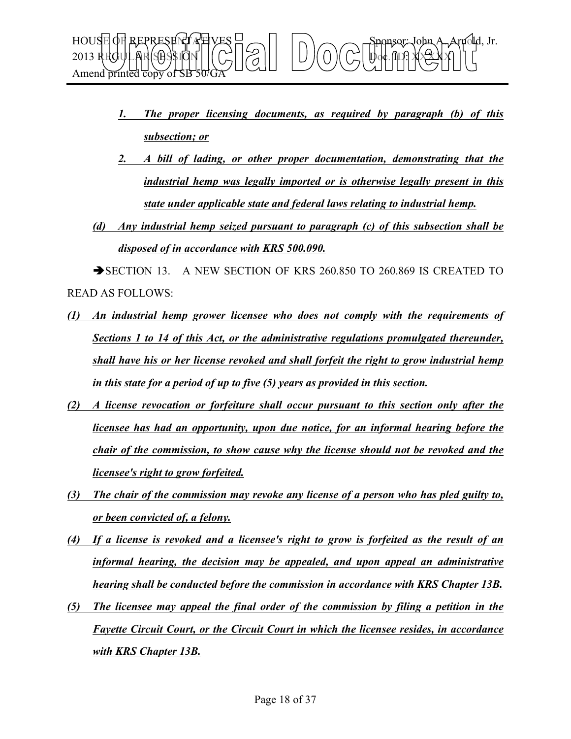*1. The proper licensing documents, as required by paragraph (b) of this subsection; or*

*2. A bill of lading, or other proper documentation, demonstrating that the industrial hemp was legally imported or is otherwise legally present in this state under applicable state and federal laws relating to industrial hemp.*

*(d) Any industrial hemp seized pursuant to paragraph (c) of this subsection shall be disposed of in accordance with KRS 500.090.*

➔SECTION 13. A NEW SECTION OF KRS 260.850 TO 260.869 IS CREATED TO READ AS FOLLOWS:

*(1) An industrial hemp grower licensee who does not comply with the requirements of Sections 1 to 14 of this Act, or the administrative regulations promulgated thereunder, shall have his or her license revoked and shall forfeit the right to grow industrial hemp in this state for a period of up to five (5) years as provided in this section.*

*(2) A license revocation or forfeiture shall occur pursuant to this section only after the licensee has had an opportunity, upon due notice, for an informal hearing before the chair of the commission, to show cause why the license should not be revoked and the licensee's right to grow forfeited.*

*(3) The chair of the commission may revoke any license of a person who has pled guilty to, or been convicted of, a felony.*

*(4) If a license is revoked and a licensee's right to grow is forfeited as the result of an informal hearing, the decision may be appealed, and upon appeal an administrative hearing shall be conducted before the commission in accordance with KRS Chapter 13B.*

*(5) The licensee may appeal the final order of the commission by filing a petition in the Fayette Circuit Court, or the Circuit Court in which the licensee resides, in accordance with KRS Chapter 13B.*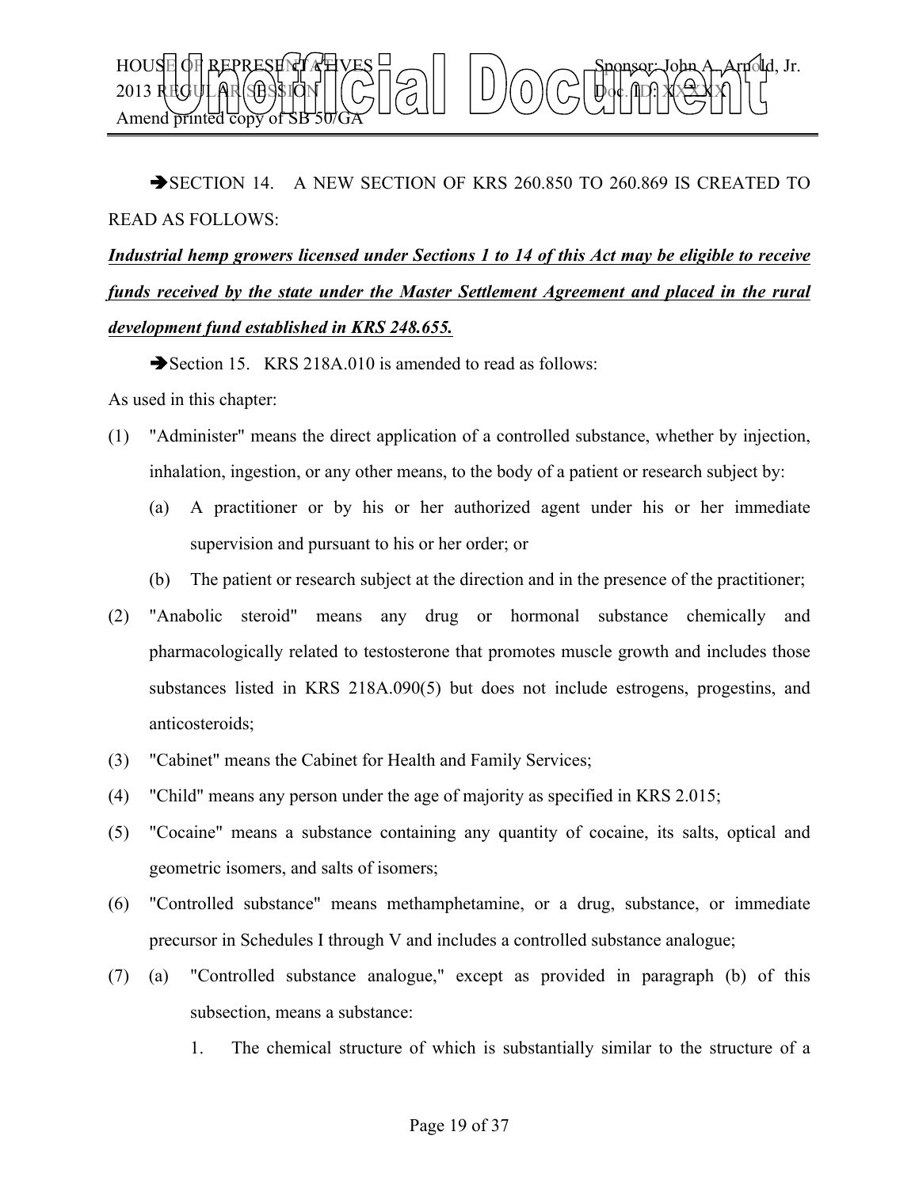➔SECTION 14. A NEW SECTION OF KRS 260.850 TO 260.869 IS CREATED TO READ AS FOLLOWS:

***Industrial hemp growers licensed under Sections 1 to 14 of this Act may be eligible to receive funds received by the state under the Master Settlement Agreement and placed in the rural development fund established in KRS 248.655.***

➔Section 15. KRS 218A.010 is amended to read as follows:

As used in this chapter:

(1) "Administer" means the direct application of a controlled substance, whether by injection, inhalation, ingestion, or any other means, to the body of a patient or research subject by:

   (a) A practitioner or by his or her authorized agent under his or her immediate supervision and pursuant to his or her order; or

   (b) The patient or research subject at the direction and in the presence of the practitioner;

(2) "Anabolic steroid" means any drug or hormonal substance chemically and pharmacologically related to testosterone that promotes muscle growth and includes those substances listed in KRS 218A.090(5) but does not include estrogens, progestins, and anticosteroids;

(3) "Cabinet" means the Cabinet for Health and Family Services;

(4) "Child" means any person under the age of majority as specified in KRS 2.015;

(5) "Cocaine" means a substance containing any quantity of cocaine, its salts, optical and geometric isomers, and salts of isomers;

(6) "Controlled substance" means methamphetamine, or a drug, substance, or immediate precursor in Schedules I through V and includes a controlled substance analogue;

(7) (a) "Controlled substance analogue," except as provided in paragraph (b) of this subsection, means a substance:

      1. The chemical structure of which is substantially similar to the structure of a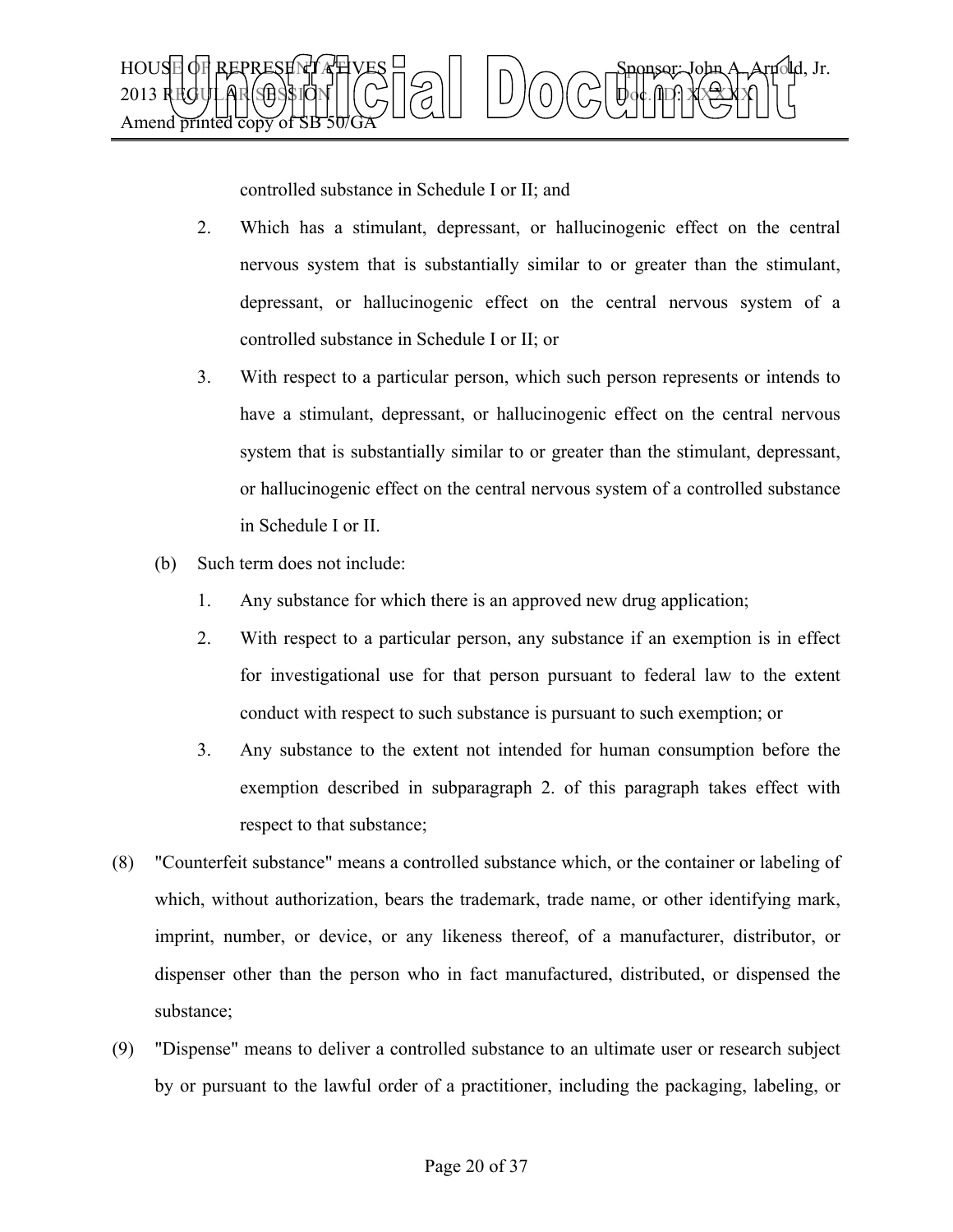controlled substance in Schedule I or II; and

2. Which has a stimulant, depressant, or hallucinogenic effect on the central nervous system that is substantially similar to or greater than the stimulant, depressant, or hallucinogenic effect on the central nervous system of a controlled substance in Schedule I or II; or

3. With respect to a particular person, which such person represents or intends to have a stimulant, depressant, or hallucinogenic effect on the central nervous system that is substantially similar to or greater than the stimulant, depressant, or hallucinogenic effect on the central nervous system of a controlled substance in Schedule I or II.

(b) Such term does not include:

1. Any substance for which there is an approved new drug application;

2. With respect to a particular person, any substance if an exemption is in effect for investigational use for that person pursuant to federal law to the extent conduct with respect to such substance is pursuant to such exemption; or

3. Any substance to the extent not intended for human consumption before the exemption described in subparagraph 2. of this paragraph takes effect with respect to that substance;

(8) "Counterfeit substance" means a controlled substance which, or the container or labeling of which, without authorization, bears the trademark, trade name, or other identifying mark, imprint, number, or device, or any likeness thereof, of a manufacturer, distributor, or dispenser other than the person who in fact manufactured, distributed, or dispensed the substance;

(9) "Dispense" means to deliver a controlled substance to an ultimate user or research subject by or pursuant to the lawful order of a practitioner, including the packaging, labeling, or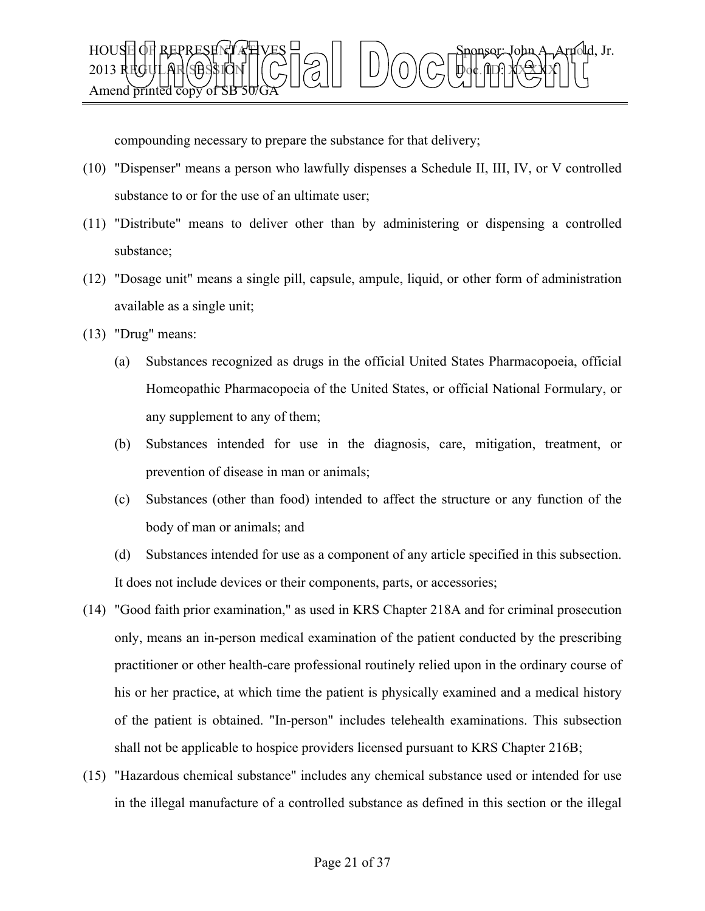compounding necessary to prepare the substance for that delivery;

(10) "Dispenser" means a person who lawfully dispenses a Schedule II, III, IV, or V controlled substance to or for the use of an ultimate user;

(11) "Distribute" means to deliver other than by administering or dispensing a controlled substance;

(12) "Dosage unit" means a single pill, capsule, ampule, liquid, or other form of administration available as a single unit;

(13) "Drug" means:

(a) Substances recognized as drugs in the official United States Pharmacopoeia, official Homeopathic Pharmacopoeia of the United States, or official National Formulary, or any supplement to any of them;

(b) Substances intended for use in the diagnosis, care, mitigation, treatment, or prevention of disease in man or animals;

(c) Substances (other than food) intended to affect the structure or any function of the body of man or animals; and

(d) Substances intended for use as a component of any article specified in this subsection.

It does not include devices or their components, parts, or accessories;

(14) "Good faith prior examination," as used in KRS Chapter 218A and for criminal prosecution only, means an in-person medical examination of the patient conducted by the prescribing practitioner or other health-care professional routinely relied upon in the ordinary course of his or her practice, at which time the patient is physically examined and a medical history of the patient is obtained. "In-person" includes telehealth examinations. This subsection shall not be applicable to hospice providers licensed pursuant to KRS Chapter 216B;

(15) "Hazardous chemical substance" includes any chemical substance used or intended for use in the illegal manufacture of a controlled substance as defined in this section or the illegal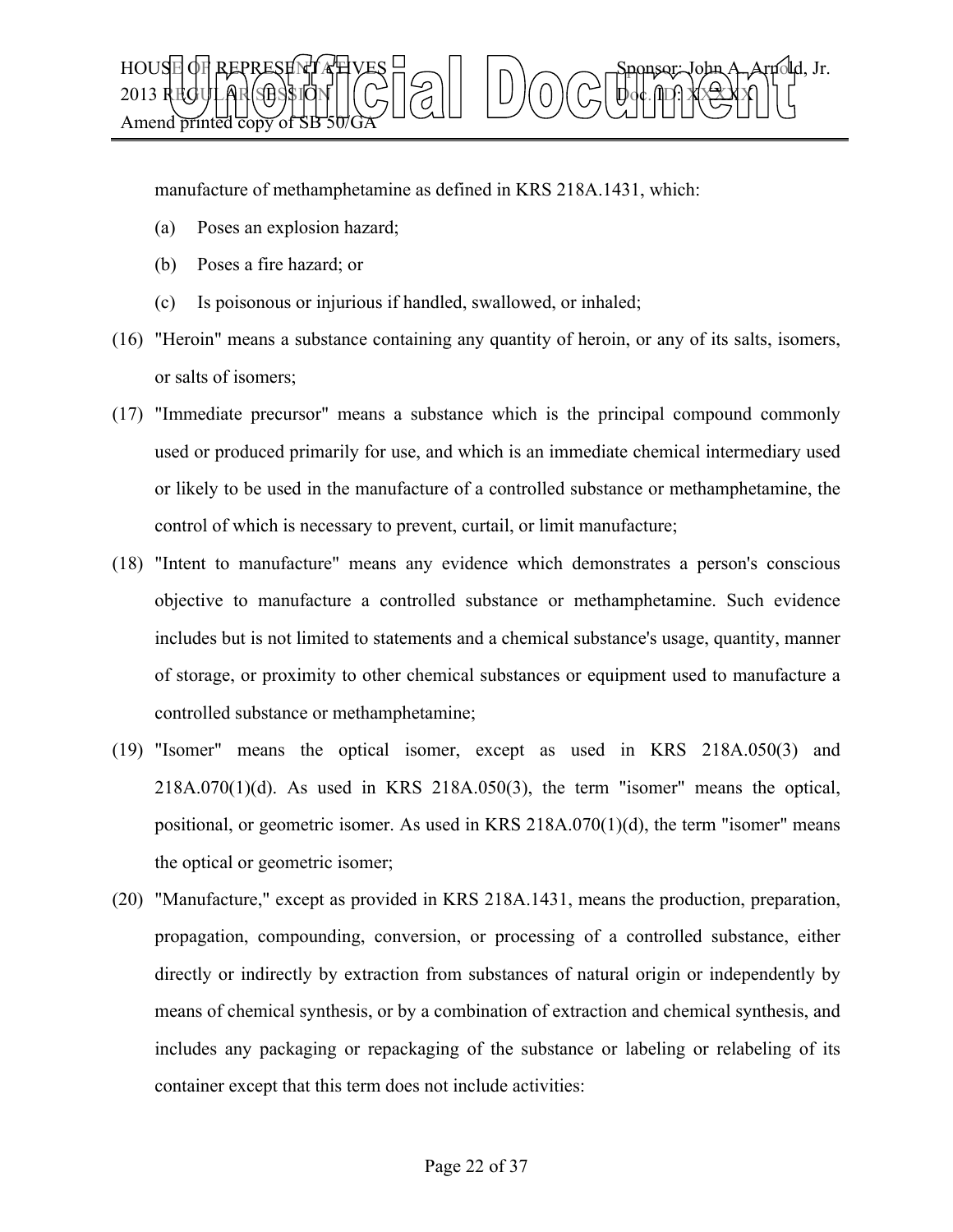manufacture of methamphetamine as defined in KRS 218A.1431, which:

(a) Poses an explosion hazard;

(b) Poses a fire hazard; or

(c) Is poisonous or injurious if handled, swallowed, or inhaled;

(16) "Heroin" means a substance containing any quantity of heroin, or any of its salts, isomers, or salts of isomers;

(17) "Immediate precursor" means a substance which is the principal compound commonly used or produced primarily for use, and which is an immediate chemical intermediary used or likely to be used in the manufacture of a controlled substance or methamphetamine, the control of which is necessary to prevent, curtail, or limit manufacture;

(18) "Intent to manufacture" means any evidence which demonstrates a person's conscious objective to manufacture a controlled substance or methamphetamine. Such evidence includes but is not limited to statements and a chemical substance's usage, quantity, manner of storage, or proximity to other chemical substances or equipment used to manufacture a controlled substance or methamphetamine;

(19) "Isomer" means the optical isomer, except as used in KRS 218A.050(3) and 218A.070(1)(d). As used in KRS 218A.050(3), the term "isomer" means the optical, positional, or geometric isomer. As used in KRS 218A.070(1)(d), the term "isomer" means the optical or geometric isomer;

(20) "Manufacture," except as provided in KRS 218A.1431, means the production, preparation, propagation, compounding, conversion, or processing of a controlled substance, either directly or indirectly by extraction from substances of natural origin or independently by means of chemical synthesis, or by a combination of extraction and chemical synthesis, and includes any packaging or repackaging of the substance or labeling or relabeling of its container except that this term does not include activities: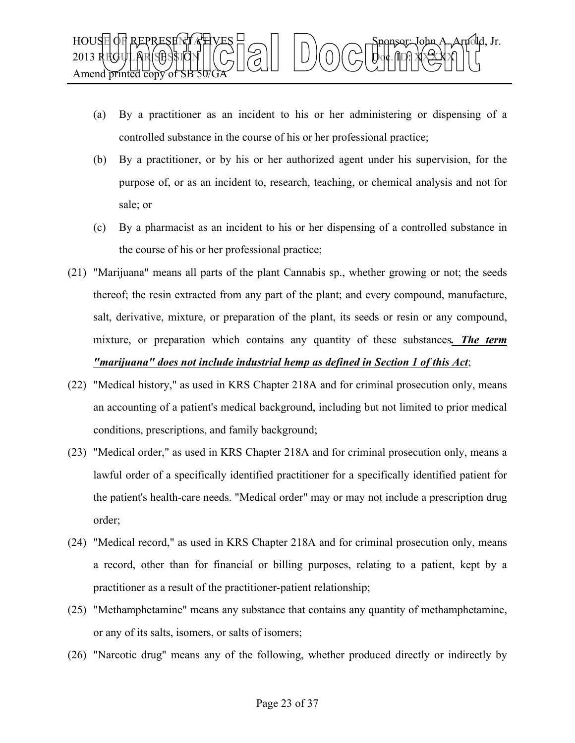(a) By a practitioner as an incident to his or her administering or dispensing of a controlled substance in the course of his or her professional practice;

(b) By a practitioner, or by his or her authorized agent under his supervision, for the purpose of, or as an incident to, research, teaching, or chemical analysis and not for sale; or

(c) By a pharmacist as an incident to his or her dispensing of a controlled substance in the course of his or her professional practice;

(21) "Marijuana" means all parts of the plant Cannabis sp., whether growing or not; the seeds thereof; the resin extracted from any part of the plant; and every compound, manufacture, salt, derivative, mixture, or preparation of the plant, its seeds or resin or any compound, mixture, or preparation which contains any quantity of these substances***. The term "marijuana" does not include industrial hemp as defined in Section 1 of this Act***;

(22) "Medical history," as used in KRS Chapter 218A and for criminal prosecution only, means an accounting of a patient's medical background, including but not limited to prior medical conditions, prescriptions, and family background;

(23) "Medical order," as used in KRS Chapter 218A and for criminal prosecution only, means a lawful order of a specifically identified practitioner for a specifically identified patient for the patient's health-care needs. "Medical order" may or may not include a prescription drug order;

(24) "Medical record," as used in KRS Chapter 218A and for criminal prosecution only, means a record, other than for financial or billing purposes, relating to a patient, kept by a practitioner as a result of the practitioner-patient relationship;

(25) "Methamphetamine" means any substance that contains any quantity of methamphetamine, or any of its salts, isomers, or salts of isomers;

(26) "Narcotic drug" means any of the following, whether produced directly or indirectly by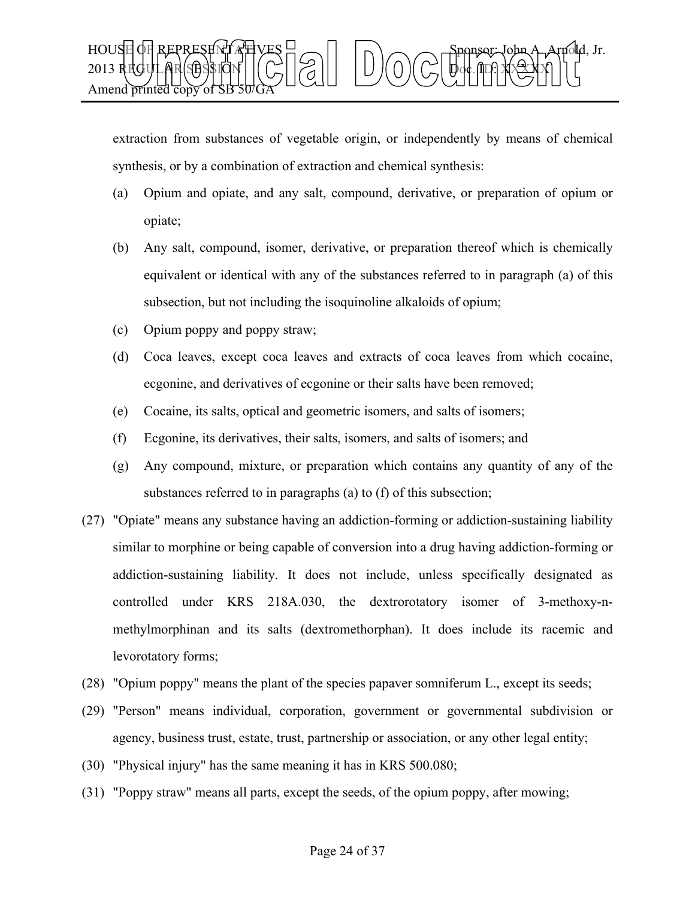extraction from substances of vegetable origin, or independently by means of chemical synthesis, or by a combination of extraction and chemical synthesis:

(a) Opium and opiate, and any salt, compound, derivative, or preparation of opium or opiate;

(b) Any salt, compound, isomer, derivative, or preparation thereof which is chemically equivalent or identical with any of the substances referred to in paragraph (a) of this subsection, but not including the isoquinoline alkaloids of opium;

(c) Opium poppy and poppy straw;

(d) Coca leaves, except coca leaves and extracts of coca leaves from which cocaine, ecgonine, and derivatives of ecgonine or their salts have been removed;

(e) Cocaine, its salts, optical and geometric isomers, and salts of isomers;

(f) Ecgonine, its derivatives, their salts, isomers, and salts of isomers; and

(g) Any compound, mixture, or preparation which contains any quantity of any of the substances referred to in paragraphs (a) to (f) of this subsection;

(27) "Opiate" means any substance having an addiction-forming or addiction-sustaining liability similar to morphine or being capable of conversion into a drug having addiction-forming or addiction-sustaining liability. It does not include, unless specifically designated as controlled under KRS 218A.030, the dextrorotatory isomer of 3-methoxy-n-methylmorphinan and its salts (dextromethorphan). It does include its racemic and levorotatory forms;

(28) "Opium poppy" means the plant of the species papaver somniferum L., except its seeds;

(29) "Person" means individual, corporation, government or governmental subdivision or agency, business trust, estate, trust, partnership or association, or any other legal entity;

(30) "Physical injury" has the same meaning it has in KRS 500.080;

(31) "Poppy straw" means all parts, except the seeds, of the opium poppy, after mowing;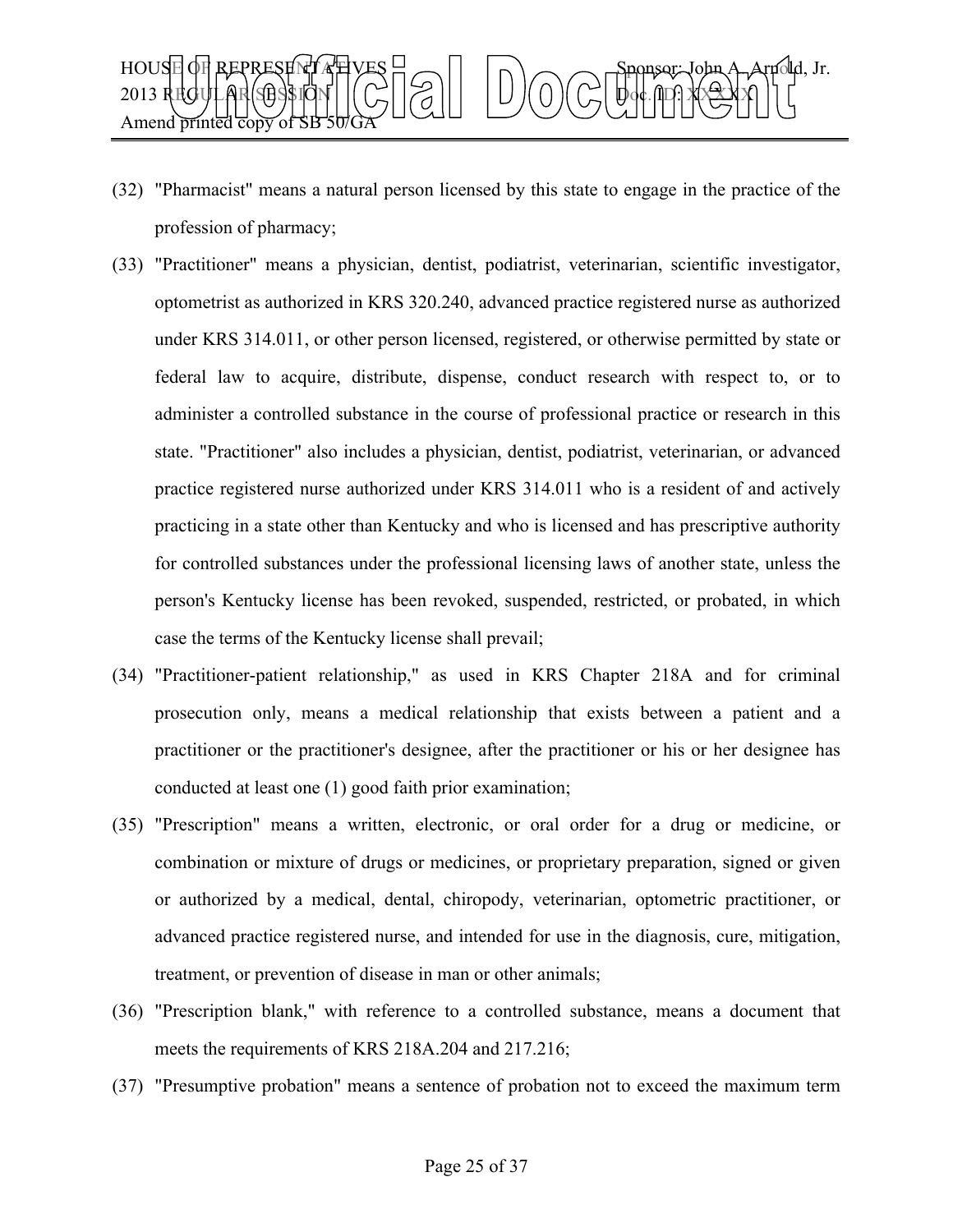(32) "Pharmacist" means a natural person licensed by this state to engage in the practice of the profession of pharmacy;

(33) "Practitioner" means a physician, dentist, podiatrist, veterinarian, scientific investigator, optometrist as authorized in KRS 320.240, advanced practice registered nurse as authorized under KRS 314.011, or other person licensed, registered, or otherwise permitted by state or federal law to acquire, distribute, dispense, conduct research with respect to, or to administer a controlled substance in the course of professional practice or research in this state. "Practitioner" also includes a physician, dentist, podiatrist, veterinarian, or advanced practice registered nurse authorized under KRS 314.011 who is a resident of and actively practicing in a state other than Kentucky and who is licensed and has prescriptive authority for controlled substances under the professional licensing laws of another state, unless the person's Kentucky license has been revoked, suspended, restricted, or probated, in which case the terms of the Kentucky license shall prevail;

(34) "Practitioner-patient relationship," as used in KRS Chapter 218A and for criminal prosecution only, means a medical relationship that exists between a patient and a practitioner or the practitioner's designee, after the practitioner or his or her designee has conducted at least one (1) good faith prior examination;

(35) "Prescription" means a written, electronic, or oral order for a drug or medicine, or combination or mixture of drugs or medicines, or proprietary preparation, signed or given or authorized by a medical, dental, chiropody, veterinarian, optometric practitioner, or advanced practice registered nurse, and intended for use in the diagnosis, cure, mitigation, treatment, or prevention of disease in man or other animals;

(36) "Prescription blank," with reference to a controlled substance, means a document that meets the requirements of KRS 218A.204 and 217.216;

(37) "Presumptive probation" means a sentence of probation not to exceed the maximum term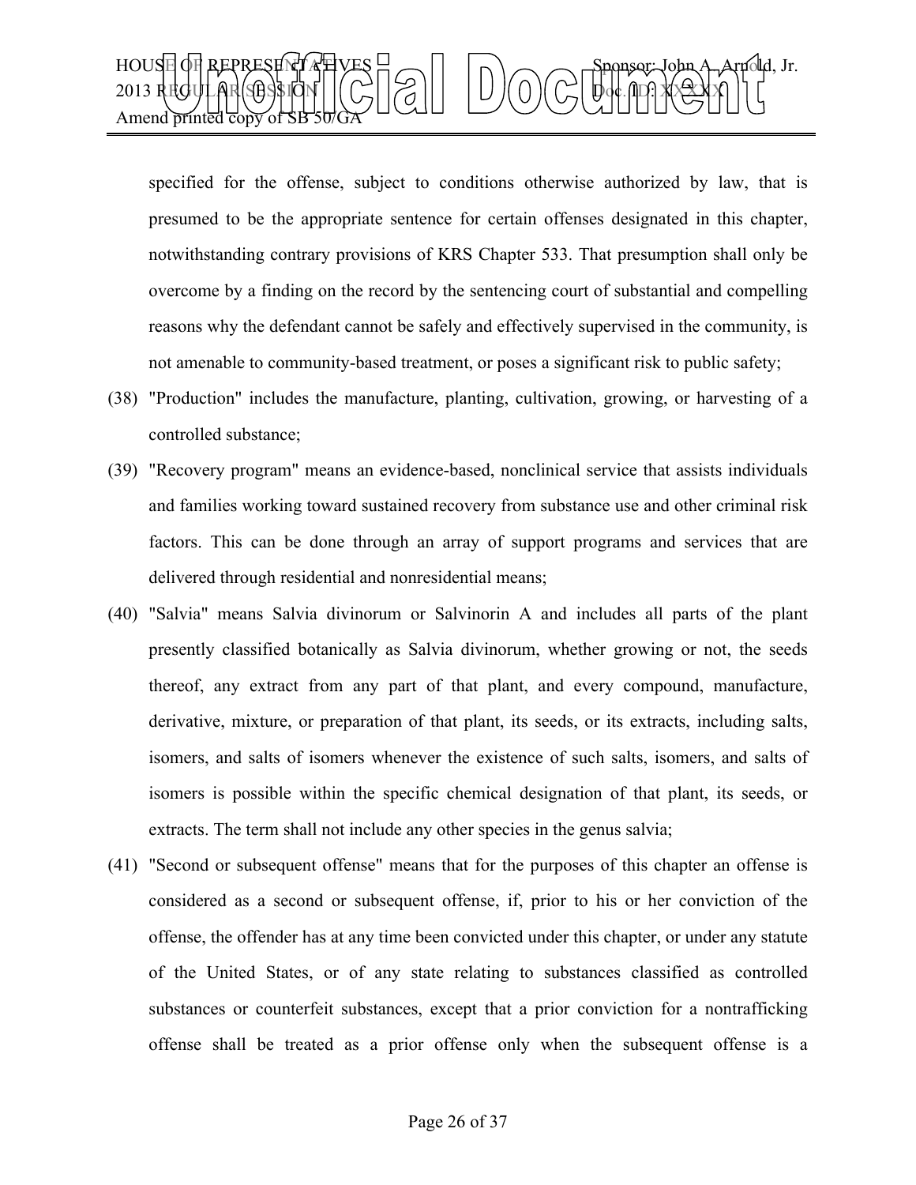specified for the offense, subject to conditions otherwise authorized by law, that is presumed to be the appropriate sentence for certain offenses designated in this chapter, notwithstanding contrary provisions of KRS Chapter 533. That presumption shall only be overcome by a finding on the record by the sentencing court of substantial and compelling reasons why the defendant cannot be safely and effectively supervised in the community, is not amenable to community-based treatment, or poses a significant risk to public safety;

(38) "Production" includes the manufacture, planting, cultivation, growing, or harvesting of a controlled substance;

(39) "Recovery program" means an evidence-based, nonclinical service that assists individuals and families working toward sustained recovery from substance use and other criminal risk factors. This can be done through an array of support programs and services that are delivered through residential and nonresidential means;

(40) "Salvia" means Salvia divinorum or Salvinorin A and includes all parts of the plant presently classified botanically as Salvia divinorum, whether growing or not, the seeds thereof, any extract from any part of that plant, and every compound, manufacture, derivative, mixture, or preparation of that plant, its seeds, or its extracts, including salts, isomers, and salts of isomers whenever the existence of such salts, isomers, and salts of isomers is possible within the specific chemical designation of that plant, its seeds, or extracts. The term shall not include any other species in the genus salvia;

(41) "Second or subsequent offense" means that for the purposes of this chapter an offense is considered as a second or subsequent offense, if, prior to his or her conviction of the offense, the offender has at any time been convicted under this chapter, or under any statute of the United States, or of any state relating to substances classified as controlled substances or counterfeit substances, except that a prior conviction for a nontrafficking offense shall be treated as a prior offense only when the subsequent offense is a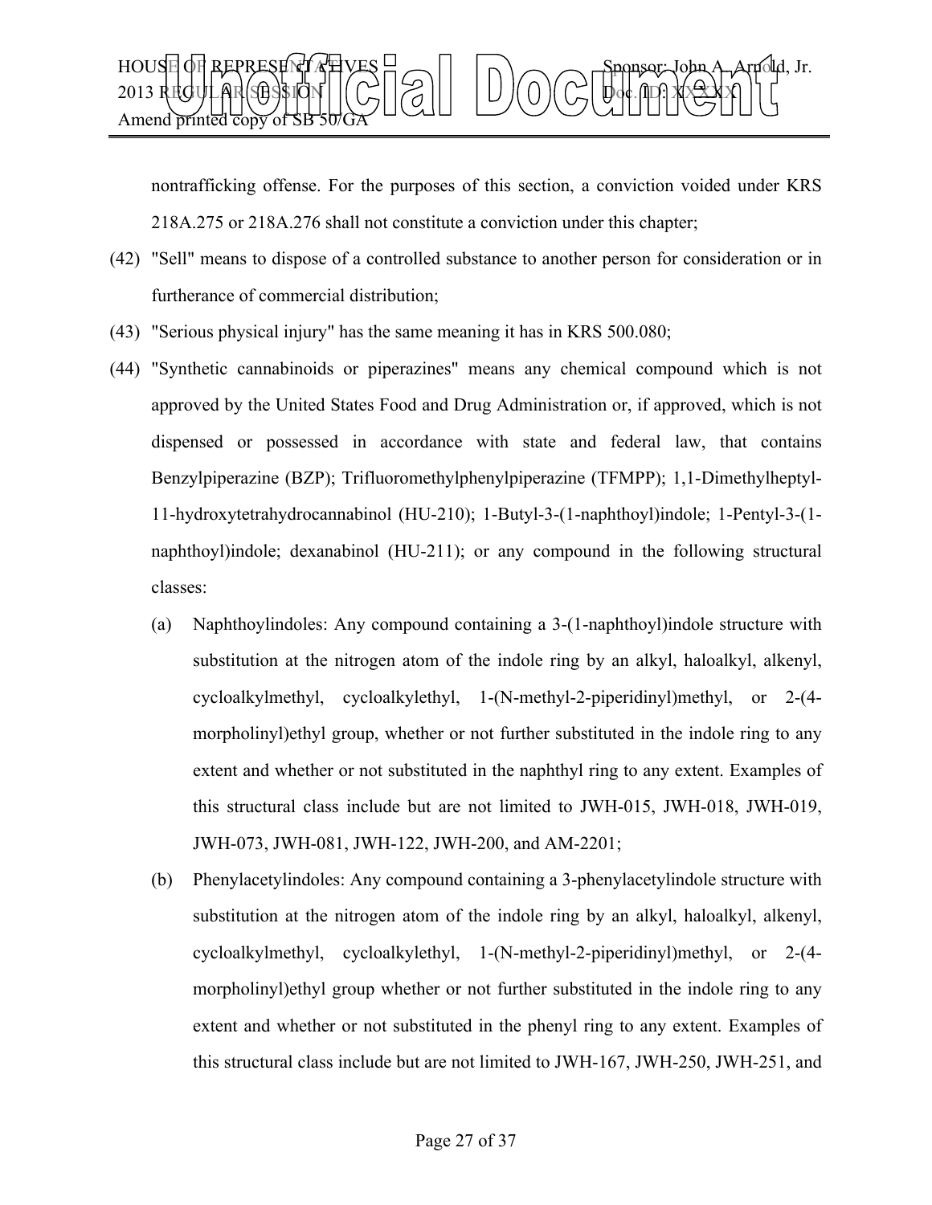nontrafficking offense. For the purposes of this section, a conviction voided under KRS 218A.275 or 218A.276 shall not constitute a conviction under this chapter;

(42) "Sell" means to dispose of a controlled substance to another person for consideration or in furtherance of commercial distribution;

(43) "Serious physical injury" has the same meaning it has in KRS 500.080;

(44) "Synthetic cannabinoids or piperazines" means any chemical compound which is not approved by the United States Food and Drug Administration or, if approved, which is not dispensed or possessed in accordance with state and federal law, that contains Benzylpiperazine (BZP); Trifluoromethylphenylpiperazine (TFMPP); 1,1-Dimethylheptyl-11-hydroxytetrahydrocannabinol (HU-210); 1-Butyl-3-(1-naphthoyl)indole; 1-Pentyl-3-(1-naphthoyl)indole; dexanabinol (HU-211); or any compound in the following structural classes:

(a) Naphthoylindoles: Any compound containing a 3-(1-naphthoyl)indole structure with substitution at the nitrogen atom of the indole ring by an alkyl, haloalkyl, alkenyl, cycloalkylmethyl, cycloalkylethyl, 1-(N-methyl-2-piperidinyl)methyl, or 2-(4-morpholinyl)ethyl group, whether or not further substituted in the indole ring to any extent and whether or not substituted in the naphthyl ring to any extent. Examples of this structural class include but are not limited to JWH-015, JWH-018, JWH-019, JWH-073, JWH-081, JWH-122, JWH-200, and AM-2201;

(b) Phenylacetylindoles: Any compound containing a 3-phenylacetylindole structure with substitution at the nitrogen atom of the indole ring by an alkyl, haloalkyl, alkenyl, cycloalkylmethyl, cycloalkylethyl, 1-(N-methyl-2-piperidinyl)methyl, or 2-(4-morpholinyl)ethyl group whether or not further substituted in the indole ring to any extent and whether or not substituted in the phenyl ring to any extent. Examples of this structural class include but are not limited to JWH-167, JWH-250, JWH-251, and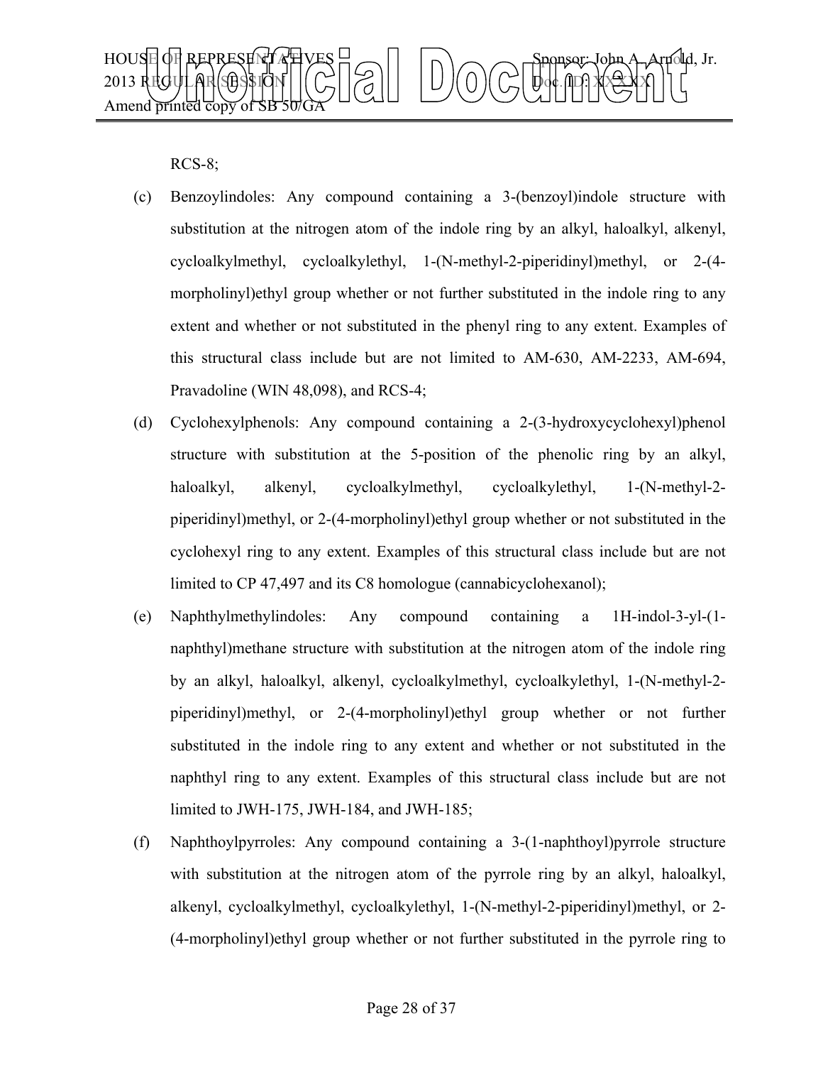RCS-8;

(c) Benzoylindoles: Any compound containing a 3-(benzoyl)indole structure with substitution at the nitrogen atom of the indole ring by an alkyl, haloalkyl, alkenyl, cycloalkylmethyl, cycloalkylethyl, 1-(N-methyl-2-piperidinyl)methyl, or 2-(4-morpholinyl)ethyl group whether or not further substituted in the indole ring to any extent and whether or not substituted in the phenyl ring to any extent. Examples of this structural class include but are not limited to AM-630, AM-2233, AM-694, Pravadoline (WIN 48,098), and RCS-4;

(d) Cyclohexylphenols: Any compound containing a 2-(3-hydroxycyclohexyl)phenol structure with substitution at the 5-position of the phenolic ring by an alkyl, haloalkyl, alkenyl, cycloalkylmethyl, cycloalkylethyl, 1-(N-methyl-2-piperidinyl)methyl, or 2-(4-morpholinyl)ethyl group whether or not substituted in the cyclohexyl ring to any extent. Examples of this structural class include but are not limited to CP 47,497 and its C8 homologue (cannabicyclohexanol);

(e) Naphthylmethylindoles: Any compound containing a 1H-indol-3-yl-(1-naphthyl)methane structure with substitution at the nitrogen atom of the indole ring by an alkyl, haloalkyl, alkenyl, cycloalkylmethyl, cycloalkylethyl, 1-(N-methyl-2-piperidinyl)methyl, or 2-(4-morpholinyl)ethyl group whether or not further substituted in the indole ring to any extent and whether or not substituted in the naphthyl ring to any extent. Examples of this structural class include but are not limited to JWH-175, JWH-184, and JWH-185;

(f) Naphthoylpyrroles: Any compound containing a 3-(1-naphthoyl)pyrrole structure with substitution at the nitrogen atom of the pyrrole ring by an alkyl, haloalkyl, alkenyl, cycloalkylmethyl, cycloalkylethyl, 1-(N-methyl-2-piperidinyl)methyl, or 2-(4-morpholinyl)ethyl group whether or not further substituted in the pyrrole ring to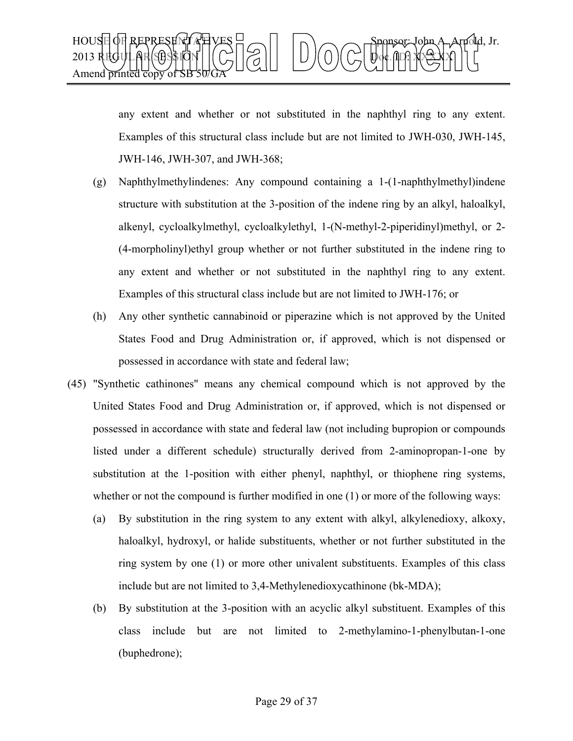any extent and whether or not substituted in the naphthyl ring to any extent. Examples of this structural class include but are not limited to JWH-030, JWH-145, JWH-146, JWH-307, and JWH-368;

(g) Naphthylmethylindenes: Any compound containing a 1-(1-naphthylmethyl)indene structure with substitution at the 3-position of the indene ring by an alkyl, haloalkyl, alkenyl, cycloalkylmethyl, cycloalkylethyl, 1-(N-methyl-2-piperidinyl)methyl, or 2-(4-morpholinyl)ethyl group whether or not further substituted in the indene ring to any extent and whether or not substituted in the naphthyl ring to any extent. Examples of this structural class include but are not limited to JWH-176; or

(h) Any other synthetic cannabinoid or piperazine which is not approved by the United States Food and Drug Administration or, if approved, which is not dispensed or possessed in accordance with state and federal law;

(45) "Synthetic cathinones" means any chemical compound which is not approved by the United States Food and Drug Administration or, if approved, which is not dispensed or possessed in accordance with state and federal law (not including bupropion or compounds listed under a different schedule) structurally derived from 2-aminopropan-1-one by substitution at the 1-position with either phenyl, naphthyl, or thiophene ring systems, whether or not the compound is further modified in one (1) or more of the following ways:

(a) By substitution in the ring system to any extent with alkyl, alkylenedioxy, alkoxy, haloalkyl, hydroxyl, or halide substituents, whether or not further substituted in the ring system by one (1) or more other univalent substituents. Examples of this class include but are not limited to 3,4-Methylenedioxycathinone (bk-MDA);

(b) By substitution at the 3-position with an acyclic alkyl substituent. Examples of this class include but are not limited to 2-methylamino-1-phenylbutan-1-one (buphedrone);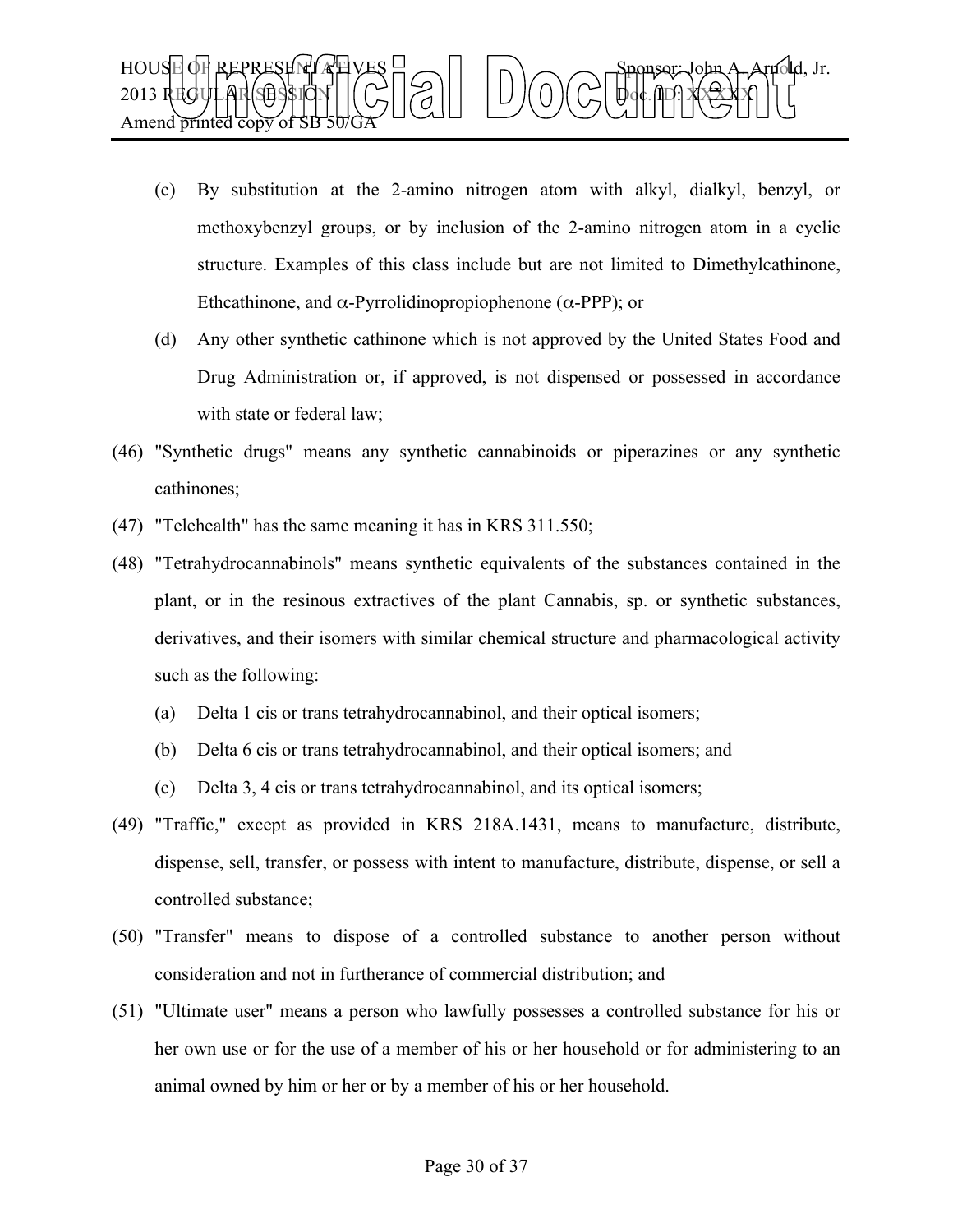(c) By substitution at the 2-amino nitrogen atom with alkyl, dialkyl, benzyl, or methoxybenzyl groups, or by inclusion of the 2-amino nitrogen atom in a cyclic structure. Examples of this class include but are not limited to Dimethylcathinone, Ethcathinone, and α-Pyrrolidinopropiophenone (α-PPP); or

(d) Any other synthetic cathinone which is not approved by the United States Food and Drug Administration or, if approved, is not dispensed or possessed in accordance with state or federal law;

(46) "Synthetic drugs" means any synthetic cannabinoids or piperazines or any synthetic cathinones;

(47) "Telehealth" has the same meaning it has in KRS 311.550;

(48) "Tetrahydrocannabinols" means synthetic equivalents of the substances contained in the plant, or in the resinous extractives of the plant Cannabis, sp. or synthetic substances, derivatives, and their isomers with similar chemical structure and pharmacological activity such as the following:

(a) Delta 1 cis or trans tetrahydrocannabinol, and their optical isomers;

(b) Delta 6 cis or trans tetrahydrocannabinol, and their optical isomers; and

(c) Delta 3, 4 cis or trans tetrahydrocannabinol, and its optical isomers;

(49) "Traffic," except as provided in KRS 218A.1431, means to manufacture, distribute, dispense, sell, transfer, or possess with intent to manufacture, distribute, dispense, or sell a controlled substance;

(50) "Transfer" means to dispose of a controlled substance to another person without consideration and not in furtherance of commercial distribution; and

(51) "Ultimate user" means a person who lawfully possesses a controlled substance for his or her own use or for the use of a member of his or her household or for administering to an animal owned by him or her or by a member of his or her household.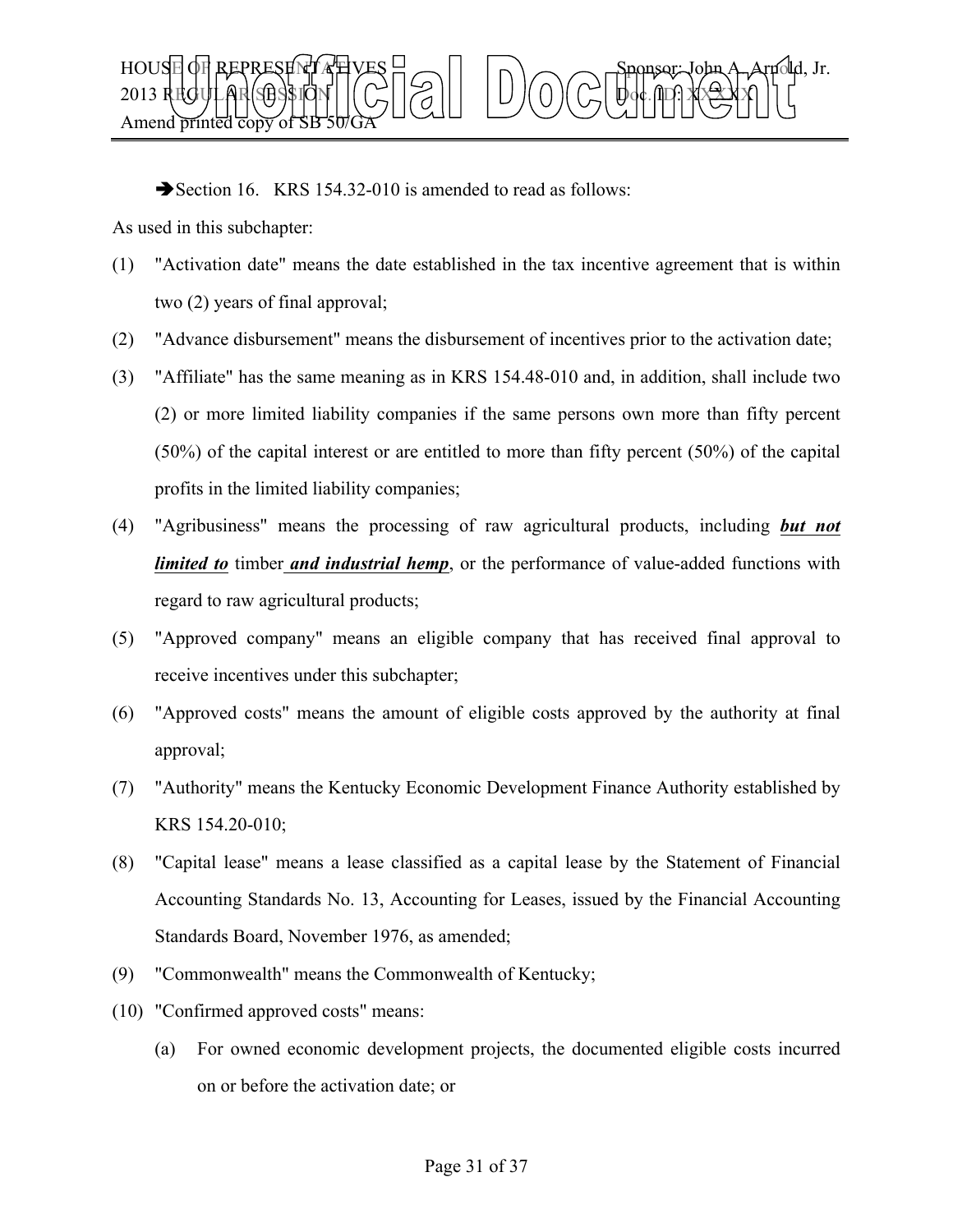➔Section 16. KRS 154.32-010 is amended to read as follows:

As used in this subchapter:

(1) "Activation date" means the date established in the tax incentive agreement that is within two (2) years of final approval;

(2) "Advance disbursement" means the disbursement of incentives prior to the activation date;

(3) "Affiliate" has the same meaning as in KRS 154.48-010 and, in addition, shall include two (2) or more limited liability companies if the same persons own more than fifty percent (50%) of the capital interest or are entitled to more than fifty percent (50%) of the capital profits in the limited liability companies;

(4) "Agribusiness" means the processing of raw agricultural products, including ***but not limited to*** timber ***and industrial hemp***, or the performance of value-added functions with regard to raw agricultural products;

(5) "Approved company" means an eligible company that has received final approval to receive incentives under this subchapter;

(6) "Approved costs" means the amount of eligible costs approved by the authority at final approval;

(7) "Authority" means the Kentucky Economic Development Finance Authority established by KRS 154.20-010;

(8) "Capital lease" means a lease classified as a capital lease by the Statement of Financial Accounting Standards No. 13, Accounting for Leases, issued by the Financial Accounting Standards Board, November 1976, as amended;

(9) "Commonwealth" means the Commonwealth of Kentucky;

(10) "Confirmed approved costs" means:

(a) For owned economic development projects, the documented eligible costs incurred on or before the activation date; or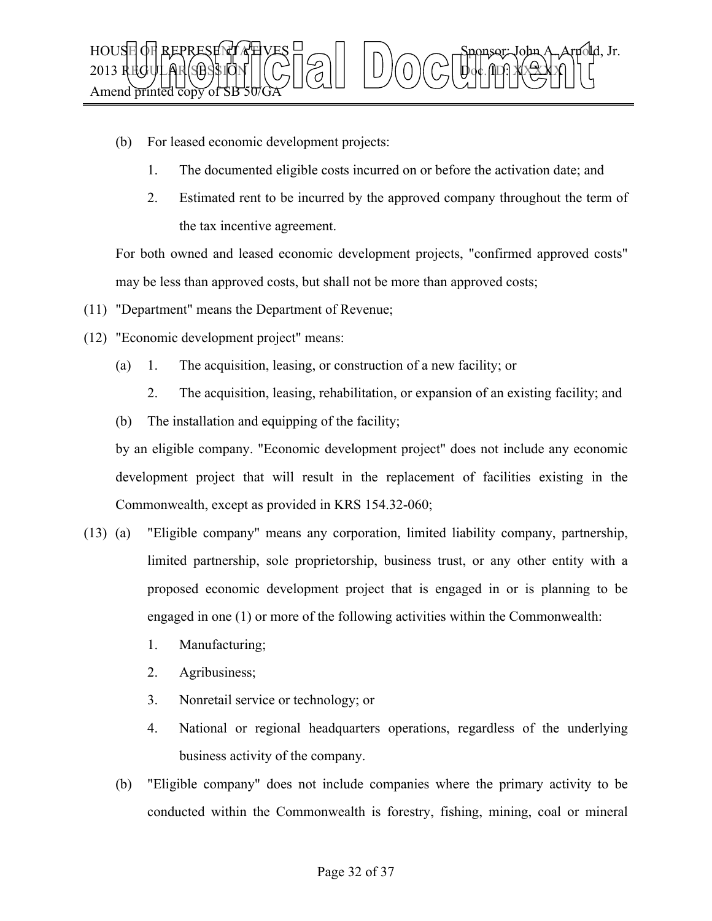(b) For leased economic development projects:

1. The documented eligible costs incurred on or before the activation date; and
2. Estimated rent to be incurred by the approved company throughout the term of the tax incentive agreement.

For both owned and leased economic development projects, "confirmed approved costs" may be less than approved costs, but shall not be more than approved costs;

(11) "Department" means the Department of Revenue;

(12) "Economic development project" means:

(a) 1. The acquisition, leasing, or construction of a new facility; or

2. The acquisition, leasing, rehabilitation, or expansion of an existing facility; and

(b) The installation and equipping of the facility;

by an eligible company. "Economic development project" does not include any economic development project that will result in the replacement of facilities existing in the Commonwealth, except as provided in KRS 154.32-060;

(13) (a) "Eligible company" means any corporation, limited liability company, partnership, limited partnership, sole proprietorship, business trust, or any other entity with a proposed economic development project that is engaged in or is planning to be engaged in one (1) or more of the following activities within the Commonwealth:

1. Manufacturing;
2. Agribusiness;
3. Nonretail service or technology; or
4. National or regional headquarters operations, regardless of the underlying business activity of the company.

(b) "Eligible company" does not include companies where the primary activity to be conducted within the Commonwealth is forestry, fishing, mining, coal or mineral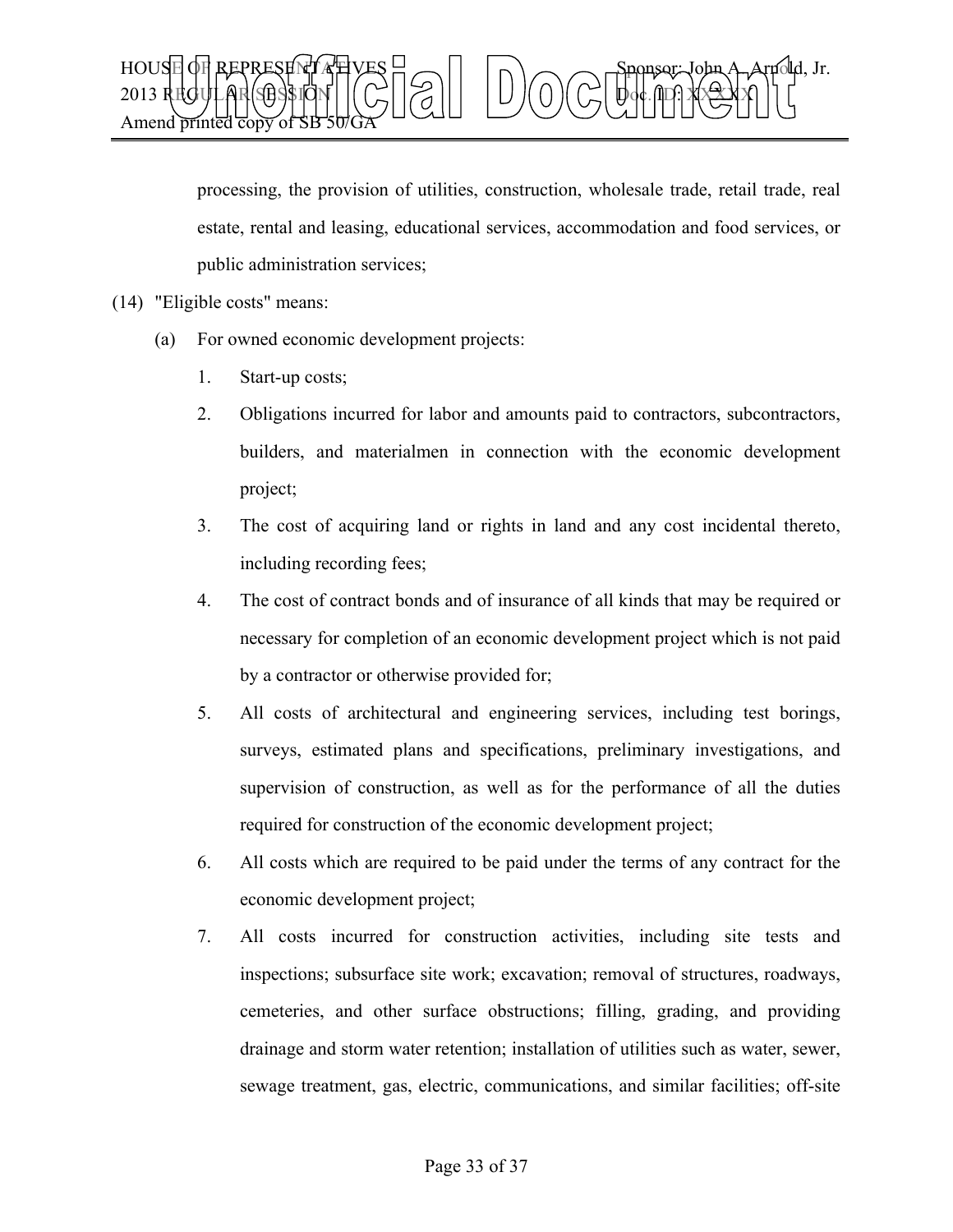processing, the provision of utilities, construction, wholesale trade, retail trade, real estate, rental and leasing, educational services, accommodation and food services, or public administration services;

(14) "Eligible costs" means:

(a) For owned economic development projects:

1. Start-up costs;

2. Obligations incurred for labor and amounts paid to contractors, subcontractors, builders, and materialmen in connection with the economic development project;

3. The cost of acquiring land or rights in land and any cost incidental thereto, including recording fees;

4. The cost of contract bonds and of insurance of all kinds that may be required or necessary for completion of an economic development project which is not paid by a contractor or otherwise provided for;

5. All costs of architectural and engineering services, including test borings, surveys, estimated plans and specifications, preliminary investigations, and supervision of construction, as well as for the performance of all the duties required for construction of the economic development project;

6. All costs which are required to be paid under the terms of any contract for the economic development project;

7. All costs incurred for construction activities, including site tests and inspections; subsurface site work; excavation; removal of structures, roadways, cemeteries, and other surface obstructions; filling, grading, and providing drainage and storm water retention; installation of utilities such as water, sewer, sewage treatment, gas, electric, communications, and similar facilities; off-site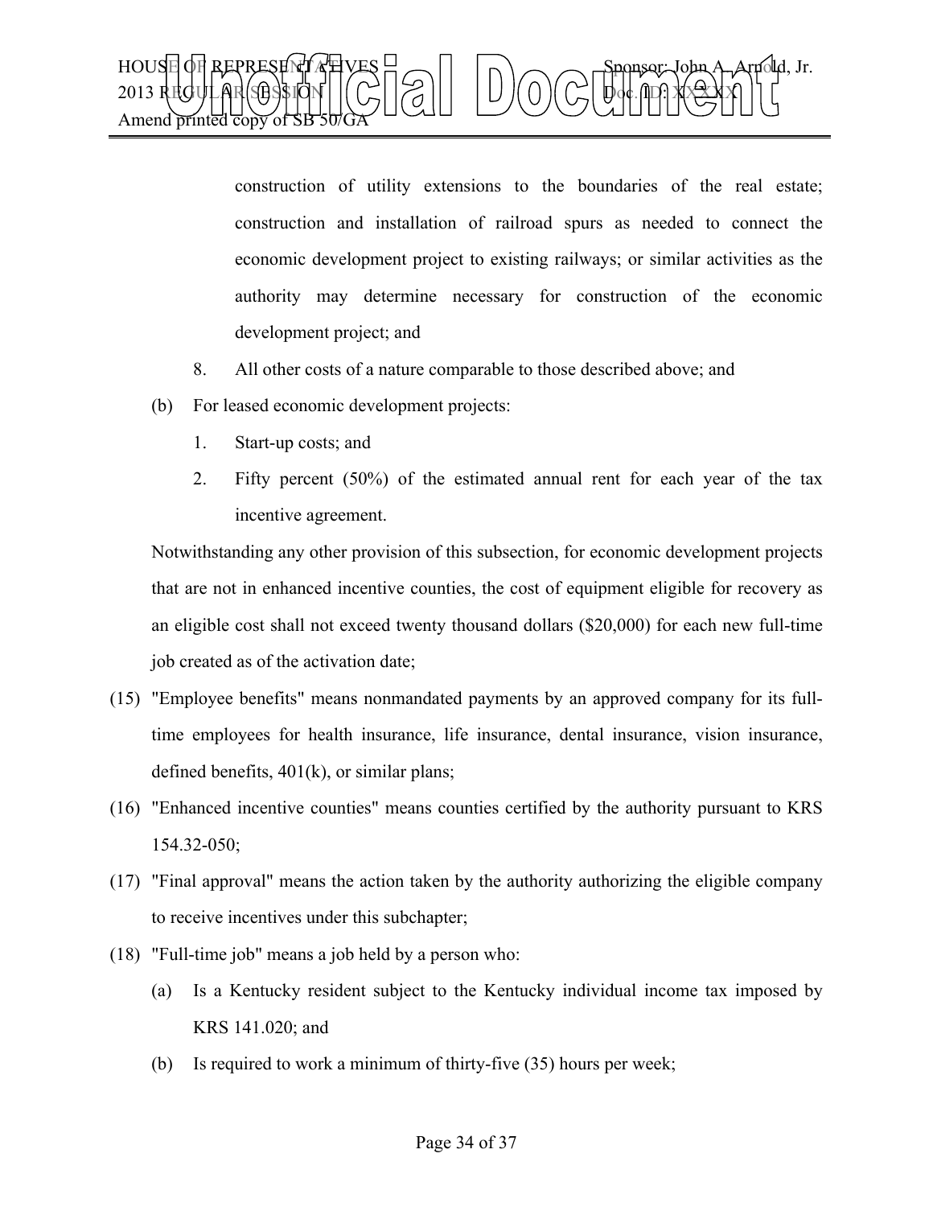construction of utility extensions to the boundaries of the real estate; construction and installation of railroad spurs as needed to connect the economic development project to existing railways; or similar activities as the authority may determine necessary for construction of the economic development project; and

8. All other costs of a nature comparable to those described above; and

(b) For leased economic development projects:

1. Start-up costs; and

2. Fifty percent (50%) of the estimated annual rent for each year of the tax incentive agreement.

Notwithstanding any other provision of this subsection, for economic development projects that are not in enhanced incentive counties, the cost of equipment eligible for recovery as an eligible cost shall not exceed twenty thousand dollars ($20,000) for each new full-time job created as of the activation date;

(15) "Employee benefits" means nonmandated payments by an approved company for its full-time employees for health insurance, life insurance, dental insurance, vision insurance, defined benefits, 401(k), or similar plans;

(16) "Enhanced incentive counties" means counties certified by the authority pursuant to KRS 154.32-050;

(17) "Final approval" means the action taken by the authority authorizing the eligible company to receive incentives under this subchapter;

(18) "Full-time job" means a job held by a person who:

(a) Is a Kentucky resident subject to the Kentucky individual income tax imposed by KRS 141.020; and

(b) Is required to work a minimum of thirty-five (35) hours per week;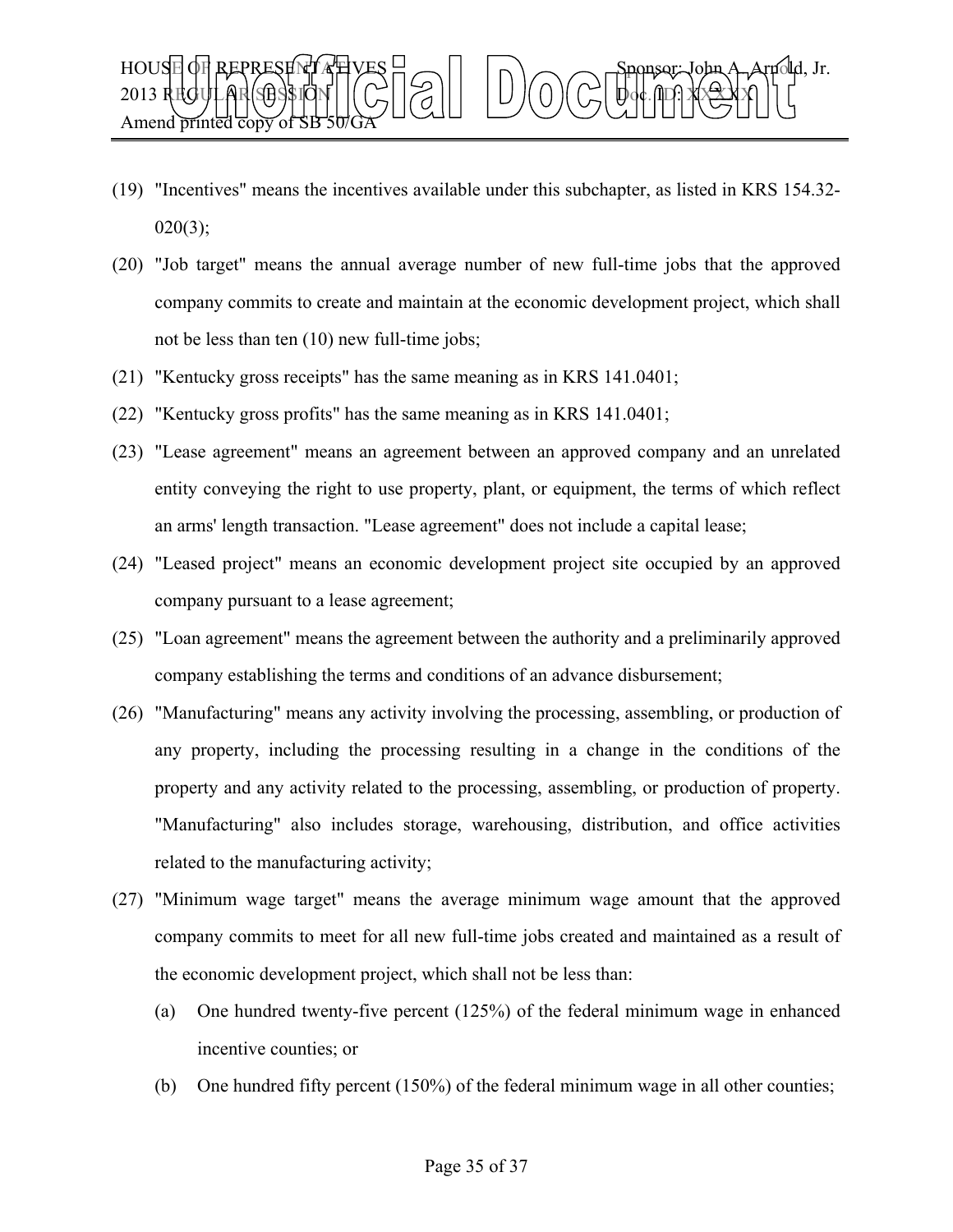(19) "Incentives" means the incentives available under this subchapter, as listed in KRS 154.32-020(3);

(20) "Job target" means the annual average number of new full-time jobs that the approved company commits to create and maintain at the economic development project, which shall not be less than ten (10) new full-time jobs;

(21) "Kentucky gross receipts" has the same meaning as in KRS 141.0401;

(22) "Kentucky gross profits" has the same meaning as in KRS 141.0401;

(23) "Lease agreement" means an agreement between an approved company and an unrelated entity conveying the right to use property, plant, or equipment, the terms of which reflect an arms' length transaction. "Lease agreement" does not include a capital lease;

(24) "Leased project" means an economic development project site occupied by an approved company pursuant to a lease agreement;

(25) "Loan agreement" means the agreement between the authority and a preliminarily approved company establishing the terms and conditions of an advance disbursement;

(26) "Manufacturing" means any activity involving the processing, assembling, or production of any property, including the processing resulting in a change in the conditions of the property and any activity related to the processing, assembling, or production of property. "Manufacturing" also includes storage, warehousing, distribution, and office activities related to the manufacturing activity;

(27) "Minimum wage target" means the average minimum wage amount that the approved company commits to meet for all new full-time jobs created and maintained as a result of the economic development project, which shall not be less than:

  (a) One hundred twenty-five percent (125%) of the federal minimum wage in enhanced incentive counties; or

  (b) One hundred fifty percent (150%) of the federal minimum wage in all other counties;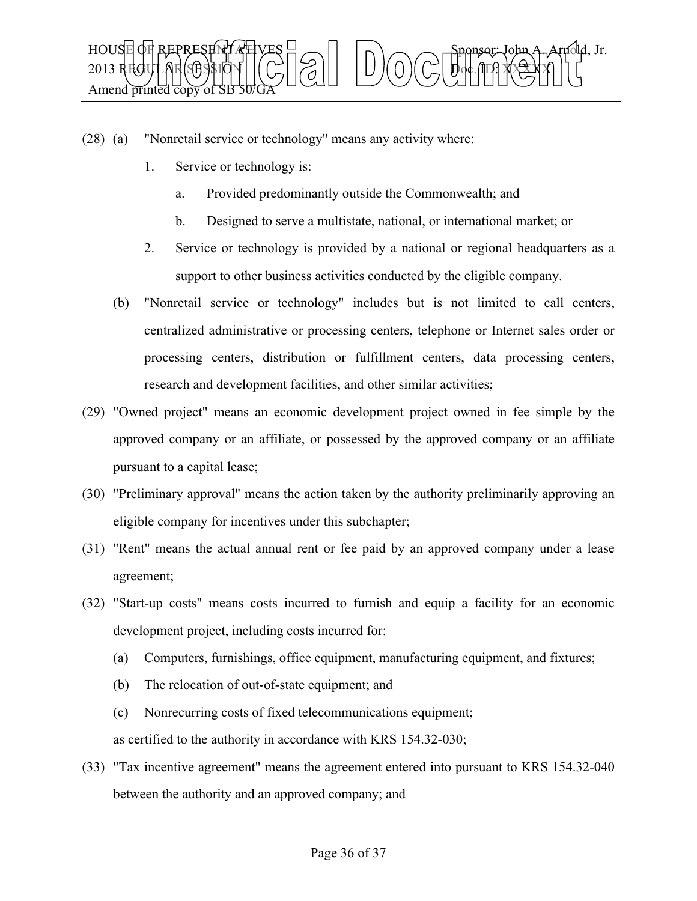(28) (a) "Nonretail service or technology" means any activity where:

1. Service or technology is:

   a. Provided predominantly outside the Commonwealth; and

   b. Designed to serve a multistate, national, or international market; or

2. Service or technology is provided by a national or regional headquarters as a support to other business activities conducted by the eligible company.

(b) "Nonretail service or technology" includes but is not limited to call centers, centralized administrative or processing centers, telephone or Internet sales order or processing centers, distribution or fulfillment centers, data processing centers, research and development facilities, and other similar activities;

(29) "Owned project" means an economic development project owned in fee simple by the approved company or an affiliate, or possessed by the approved company or an affiliate pursuant to a capital lease;

(30) "Preliminary approval" means the action taken by the authority preliminarily approving an eligible company for incentives under this subchapter;

(31) "Rent" means the actual annual rent or fee paid by an approved company under a lease agreement;

(32) "Start-up costs" means costs incurred to furnish and equip a facility for an economic development project, including costs incurred for:

(a) Computers, furnishings, office equipment, manufacturing equipment, and fixtures;

(b) The relocation of out-of-state equipment; and

(c) Nonrecurring costs of fixed telecommunications equipment;

as certified to the authority in accordance with KRS 154.32-030;

(33) "Tax incentive agreement" means the agreement entered into pursuant to KRS 154.32-040 between the authority and an approved company; and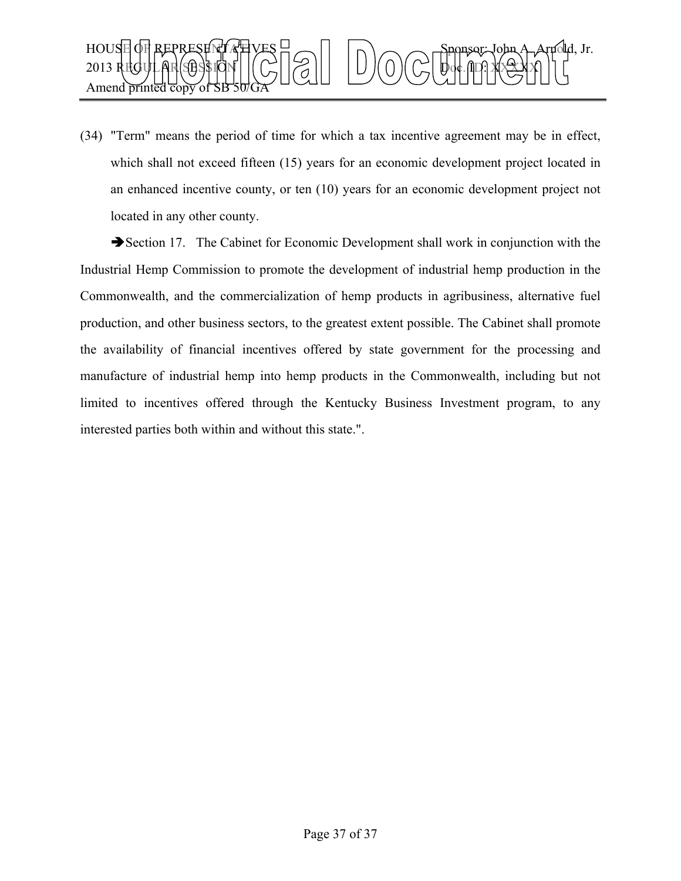(34) "Term" means the period of time for which a tax incentive agreement may be in effect, which shall not exceed fifteen (15) years for an economic development project located in an enhanced incentive county, or ten (10) years for an economic development project not located in any other county.

➔Section 17. The Cabinet for Economic Development shall work in conjunction with the Industrial Hemp Commission to promote the development of industrial hemp production in the Commonwealth, and the commercialization of hemp products in agribusiness, alternative fuel production, and other business sectors, to the greatest extent possible. The Cabinet shall promote the availability of financial incentives offered by state government for the processing and manufacture of industrial hemp into hemp products in the Commonwealth, including but not limited to incentives offered through the Kentucky Business Investment program, to any interested parties both within and without this state.".